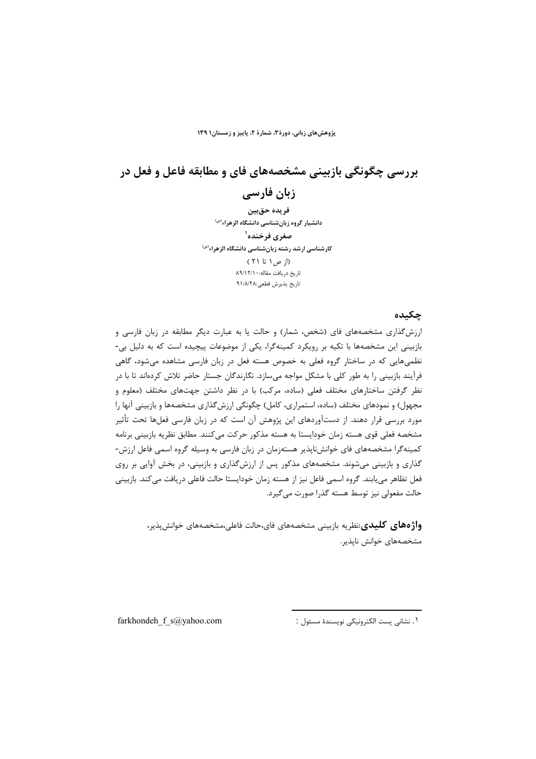# بررسی چگونگی بازبینی مشخصه‌های فای و مطابقه فاعل و فعل در زبان فارسی

**فریده حق‌بین**

**دانشیار گروه زبان‌شناسی دانشگاه الزهراء(س)**

**صغری فرخنده**[1]

**کارشناسی ارشد رشته زبان‌شناسی دانشگاه الزهراء(س)**

(از ص۱ تا ۲۱ )

تاریخ دریافت مقاله:۸۹/۱۲/۱۰

تاریخ پذیرش قطعی:۹۱/۸/۲۸

## چکیده

ارزش‌گذاری مشخصه‌های فای (شخص، شمار) و حالت یا به عبارت دیگر مطابقه در زبان فارسی و بازبینی این مشخصه‌ها با تکیه بر رویکرد کمینه‌گرا، یکی از موضوعات پیچیده است که به دلیل بی-نظمی‌هایی که در ساختار گروه فعلی به خصوص هسته فعل در زبان فارسی مشاهده می‌شود، گاهی فرآیند بازبینی را به طور کلی با مشکل مواجه می‌سازد. نگارندگان جستار حاضر تلاش کرده‌اند تا با در نظر گرفتن ساختارهای مختلف فعلی (ساده، مرکب) با در نظر داشتن جهت‌های مختلف (معلوم و مجهول) و نمودهای مختلف (ساده، استمراری، کامل) چگونگی ارزش‌گذاری مشخصه‌ها و بازبینی آنها را مورد بررسی قرار دهند. از دست‌آوردهای این پژوهش آن است که در زبان فارسی فعل‌ها تحت تأثیر مشخصه فعلی قوی هسته زمان خودایستا به هسته مذکور حرکت می‌کنند. مطابق نظریه بازبینی برنامه کمینه‌گرا مشخصه‌های فای خوانش‌ناپذیر هسته‌زمان در زبان فارسی به وسیله گروه اسمی فاعل ارزش-گذاری و بازبینی می‌شوند. مشخصه‌های مذکور پس از ارزش‌گذاری و بازبینی، در بخش آوایی بر روی فعل تظاهر می‌یابند. گروه اسمی فاعل نیز از هسته زمان خودایستا حالت فاعلی دریافت می‌کند. بازبینی حالت مفعولی نیز توسط هسته گذرا صورت می‌گیرد.

**واژه‌های کلیدی**:نظریه بازبینی مشخصه‌های فای،حالت فاعلی،مشخصه‌های خوانش‌پذیر، مشخصه‌های خوانش ناپذیر.

---

[1]. نشانی پست الکترونیکی نویسندهٔ مسئول : farkhondeh_f_s@yahoo.com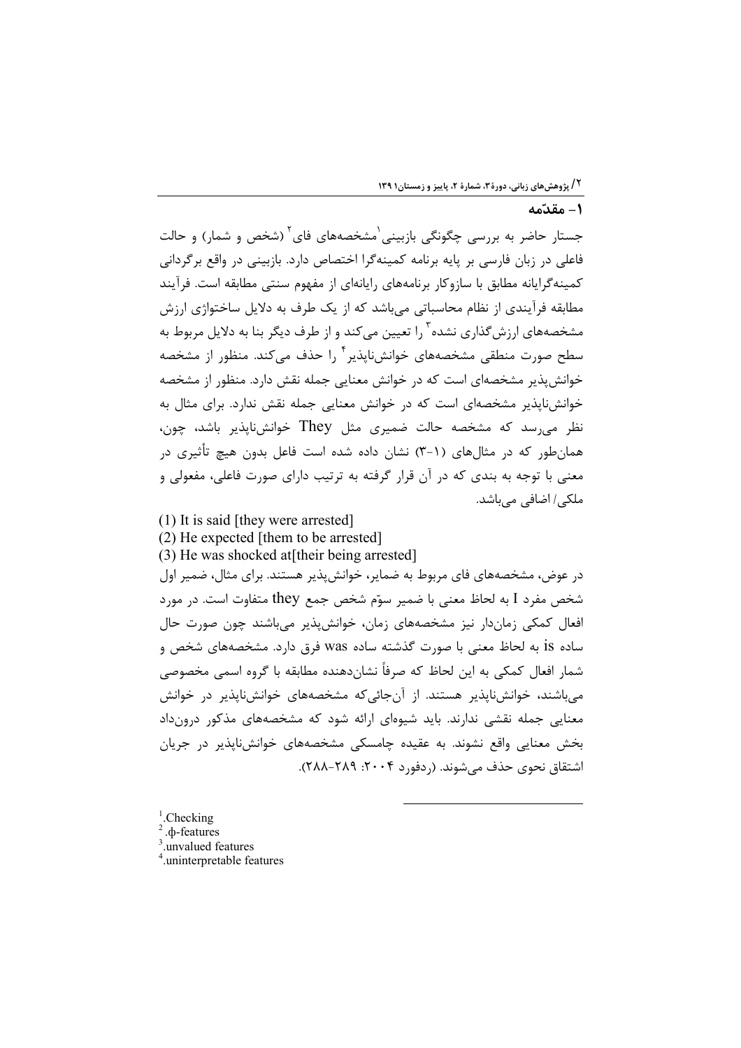## ۱- مقدّمه

جستار حاضر به بررسی چگونگی بازبینی[1] مشخصه‌های فای[2] (شخص و شمار) و حالت فاعلی در زبان فارسی بر پایه برنامه کمینه‌گرا اختصاص دارد. بازبینی در واقع برگردانی کمینه‌گرایانه مطابق با سازوکار برنامه‌های رایانه‌ای از مفهوم سنتی مطابقه است. فرآیند مطابقه فرآیندی از نظام محاسباتی می‌باشد که از یک طرف به دلایل ساختواژی ارزش مشخصه‌های ارزش‌گذاری نشده[3] را تعیین می‌کند و از طرف دیگر بنا به دلایل مربوط به سطح صورت منطقی مشخصه‌های خوانش‌ناپذیر[4] را حذف می‌کند. منظور از مشخصه خوانش‌پذیر مشخصه‌ای است که در خوانش معنایی جمله نقش دارد. منظور از مشخصه خوانش‌ناپذیر مشخصه‌ای است که در خوانش معنایی جمله نقش ندارد. برای مثال به نظر می‌رسد که مشخصه حالت ضمیری مثل They خوانش‌ناپذیر باشد، چون، همان‌طور که در مثال‌های (۱-۳) نشان داده شده است فاعل بدون هیچ تأثیری در معنی با توجه به بندی که در آن قرار گرفته به ترتیب دارای صورت فاعلی، مفعولی و ملکی/ اضافی می‌باشد.

(1) It is said [they were arrested]

(2) He expected [them to be arrested]

(3) He was shocked at[their being arrested]

در عوض، مشخصه‌های فای مربوط به ضمایر، خوانش‌پذیر هستند. برای مثال، ضمیر اول شخص مفرد I به لحاظ معنی با ضمیر سوّم شخص جمع they متفاوت است. در مورد افعال کمکی زمان‌دار نیز مشخصه‌های زمان، خوانش‌پذیر می‌باشند چون صورت حال ساده is به لحاظ معنی با صورت گذشته ساده was فرق دارد. مشخصه‌های شخص و شمار افعال کمکی به این لحاظ که صرفاً نشان‌دهنده مطابقه با گروه اسمی مخصوصی می‌باشند، خوانش‌ناپذیر هستند. از آن‌جائی‌که مشخصه‌های خوانش‌ناپذیر در خوانش معنایی جمله نقشی ندارند. باید شیوه‌ای ارائه شود که مشخصه‌های مذکور درون‌داد بخش معنایی واقع نشوند. به عقیده چامسکی مشخصه‌های خوانش‌ناپذیر در جریان اشتقاق نحوی حذف می‌شوند. (ردفورد ۲۰۰۴: ۲۸۹-۲۸۸).

---

[1] .Checking

[2] .ɸ-features

[3] .unvalued features

[4] .uninterpretable features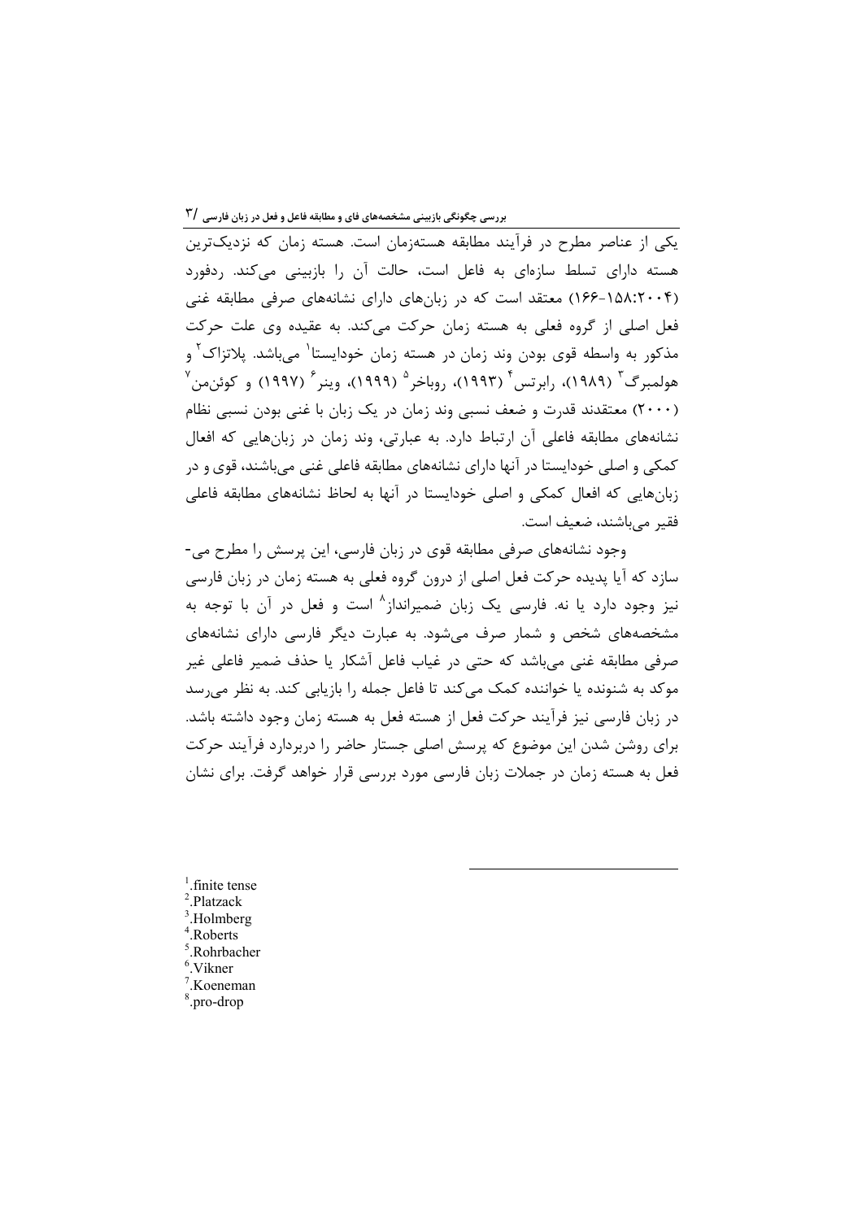یکی از عناصر مطرح در فرآیند مطابقه هسته‌زمان است. هسته زمان که نزدیک‌ترین هسته دارای تسلط سازه‌ای به فاعل است، حالت آن را بازبینی می‌کند. ردفورد (۲۰۰۴:۱۵۸-۱۶۶) معتقد است که در زبان‌های دارای نشانه‌های صرفی مطابقه غنی فعل اصلی از گروه فعلی به هسته زمان حرکت می‌کند. به عقیده وی علت حرکت مذکور به واسطه قوی بودن وند زمان در هسته زمان خودایستا[1] می‌باشد. پلاتزاک[2] و هولمبرگ[3] (۱۹۸۹)، رابرتس[4] (۱۹۹۳)، روباخر[5] (۱۹۹۹)، وینر[6] (۱۹۹۷) و کوئن‌من[7] (۲۰۰۰) معتقدند قدرت و ضعف نسبی وند زمان در یک زبان با غنی بودن نسبی نظام نشانه‌های مطابقه فاعلی آن ارتباط دارد. به عبارتی، وند زمان در زبان‌هایی که افعال کمکی و اصلی خودایستا در آنها دارای نشانه‌های مطابقه فاعلی غنی می‌باشند، قوی و در زبان‌هایی که افعال کمکی و اصلی خودایستا در آنها به لحاظ نشانه‌های مطابقه فاعلی فقیر می‌باشند، ضعیف است.

وجود نشانه‌های صرفی مطابقه قوی در زبان فارسی، این پرسش را مطرح می‌سازد که آیا پدیده حرکت فعل اصلی از درون گروه فعلی به هسته زمان در زبان فارسی نیز وجود دارد یا نه. فارسی یک زبان ضمیرانداز[8] است و فعل در آن با توجه به مشخصه‌های شخص و شمار صرف می‌شود. به عبارت دیگر فارسی دارای نشانه‌های صرفی مطابقه غنی می‌باشد که حتی در غیاب فاعل آشکار یا حذف ضمیر فاعلی غیر موکد به شنونده یا خواننده کمک می‌کند تا فاعل جمله را بازیابی کند. به نظر می‌رسد در زبان فارسی نیز فرآیند حرکت فعل از هسته فعل به هسته زمان وجود داشته باشد. برای روشن شدن این موضوع که پرسش اصلی جستار حاضر را دربردارد فرآیند حرکت فعل به هسته زمان در جملات زبان فارسی مورد بررسی قرار خواهد گرفت. برای نشان

---

[1] finite tense
[2] Platzack
[3] Holmberg
[4] Roberts
[5] Rohrbacher
[6] Vikner
[7] Koeneman
[8] pro-drop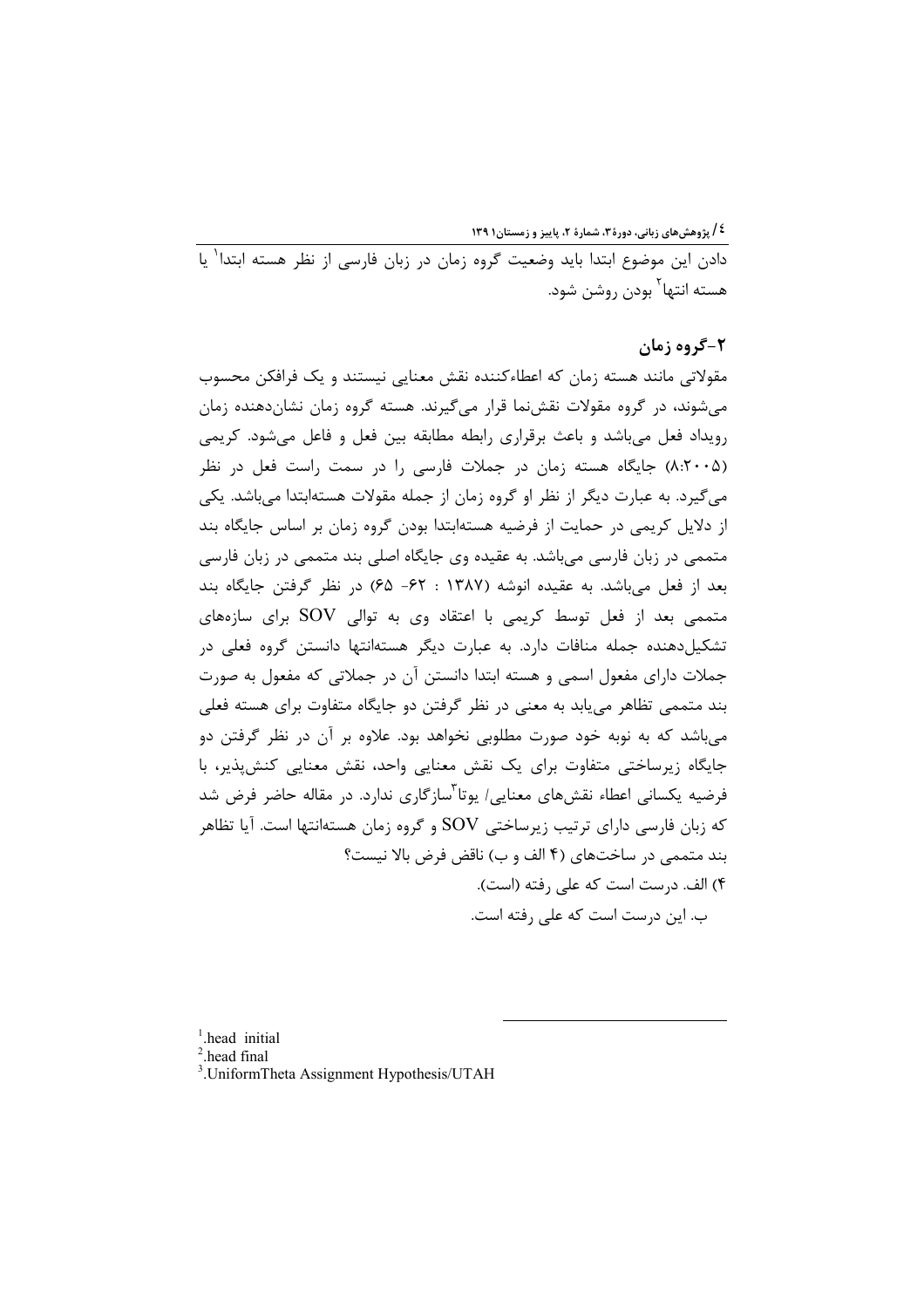دادن این موضوع ابتدا باید وضعیت گروه زمان در زبان فارسی از نظر هسته ابتدا[1] یا هسته انتها[2] بودن روشن شود.

## ۲-گروه زمان

مقولاتی مانند هسته زمان که اعطاءکننده نقش معنایی نیستند و یک فرافکن محسوب می‌شوند، در گروه مقولات نقش‌نما قرار می‌گیرند. هسته گروه زمان نشان‌دهنده زمان رویداد فعل می‌باشد و باعث برقراری رابطه مطابقه بین فعل و فاعل می‌شود. کریمی (۸:۲۰۰۵) جایگاه هسته زمان در جملات فارسی را در سمت راست فعل در نظر می‌گیرد. به عبارت دیگر از نظر او گروه زمان از جمله مقولات هسته‌ابتدا می‌باشد. یکی از دلایل کریمی در حمایت از فرضیه هسته‌ابتدا بودن گروه زمان بر اساس جایگاه بند متممی در زبان فارسی می‌باشد. به عقیده وی جایگاه اصلی بند متممی در زبان فارسی بعد از فعل می‌باشد. به عقیده انوشه (۱۳۸۷ : ۶۲- ۶۵) در نظر گرفتن جایگاه بند متممی بعد از فعل توسط کریمی با اعتقاد وی به توالی SOV برای سازه‌های تشکیل‌دهنده جمله منافات دارد. به عبارت دیگر هسته‌انتها دانستن گروه فعلی در جملات دارای مفعول اسمی و هسته ابتدا دانستن آن در جملاتی که مفعول به صورت بند متممی تظاهر می‌یابد به معنی در نظر گرفتن دو جایگاه متفاوت برای هسته فعلی می‌باشد که به نوبه خود صورت مطلوبی نخواهد بود. علاوه بر آن در نظر گرفتن دو جایگاه زیرساختی متفاوت برای یک نقش معنایی واحد، نقش معنایی کنش‌پذیر، با فرضیه یکسانی اعطاء نقش‌های معنایی/ یوتا[3]سازگاری ندارد. در مقاله حاضر فرض شد که زبان فارسی دارای ترتیب زیرساختی SOV و گروه زمان هسته‌انتها است. آیا تظاهر بند متممی در ساخت‌های (۴ الف و ب) ناقض فرض بالا نیست؟

۴) الف. درست است که علی رفته (است).

ب. این درست است که علی رفته است.

---

[1] head initial

[2] head final

[3] UniformTheta Assignment Hypothesis/UTAH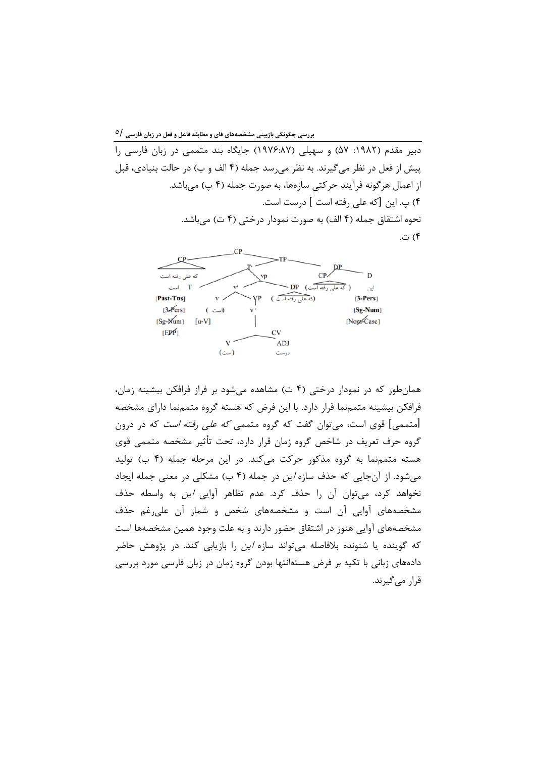دبیر مقدم (۱۹۸۲: ۵۷) و سهیلی (۱۹۷۶:۸۷) جایگاه بند متممی در زبان فارسی را پیش از فعل در نظر می‌گیرند. به نظر می‌رسد جمله (۴ الف و ب) در حالت بنیادی، قبل از اعمال هرگونه فرآیند حرکتی سازه‌ها، به صورت جمله (۴ پ) می‌باشد.

۴) پ. این [که علی رفته است ] درست است.

نحوه اشتقاق جمله (۴ الف) به صورت نمودار درختی (۴ ت) می‌باشد.

۴) ت.

همان‌طور که در نمودار درختی (۴ ت) مشاهده می‌شود بر فراز فرافکن بیشینه زمان، فرافکن بیشینه متمم‌نما قرار دارد. با این فرض که هسته گروه متمم‌نما دارای مشخصه [متممی] قوی است، می‌توان گفت که گروه متممی *که علی رفته است* که در درون گروه حرف تعریف در شاخص گروه زمان قرار دارد، تحت تأثیر مشخصه متممی قوی هسته متمم‌نما به گروه مذکور حرکت می‌کند. در این مرحله جمله (۴ ب) تولید می‌شود. از آن‌جایی که حذف سازه *این* در جمله (۴ ب) مشکلی در معنی جمله ایجاد نخواهد کرد، می‌توان آن را حذف کرد. عدم تظاهر آوایی *این* به واسطه حذف مشخصه‌های آوایی آن است و مشخصه‌های شخص و شمار آن علی‌رغم حذف مشخصه‌های آوایی هنوز در اشتقاق حضور دارند و به علت وجود همین مشخصه‌ها است که گوینده یا شنونده بلافاصله می‌تواند سازه *این* را بازیابی کند. در پژوهش حاضر داده‌های زبانی با تکیه بر فرض هسته‌انتها بودن گروه زمان در زبان فارسی مورد بررسی قرار می‌گیرند.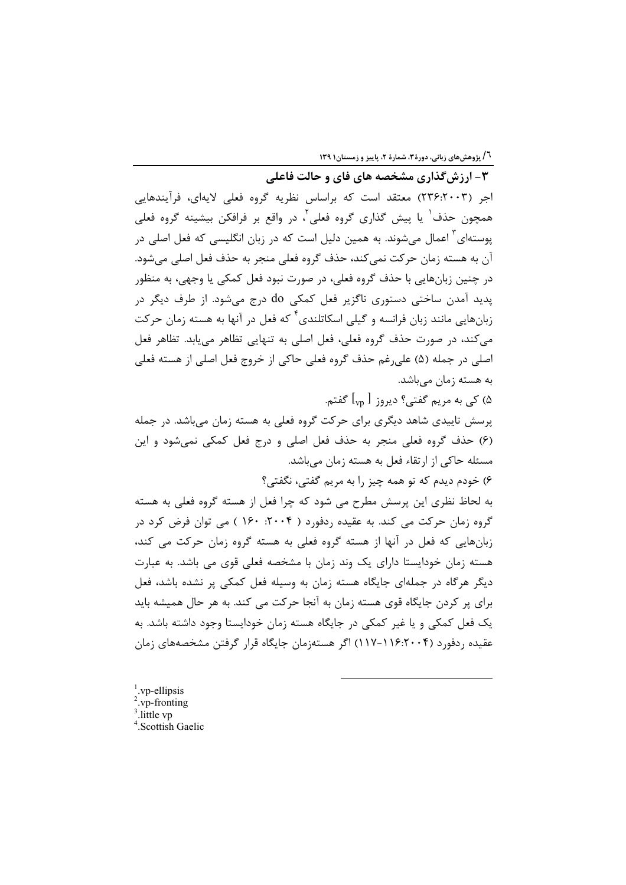## ۳- ارزش‌گذاری مشخصه های فای و حالت فاعلی

اجر (۲۳۶:۲۰۰۳) معتقد است که براساس نظریه گروه فعلی لایه‌ای، فرآیندهایی همچون حذف[1] یا پیش گذاری گروه فعلی[2]، در واقع بر فرافکن بیشینه گروه فعلی پوسته‌ای[3] اعمال می‌شوند. به همین دلیل است که در زبان انگلیسی که فعل اصلی در آن به هسته زمان حرکت نمی‌کند، حذف گروه فعلی منجر به حذف فعل اصلی می‌شود. در چنین زبان‌هایی با حذف گروه فعلی، در صورت نبود فعل کمکی یا وجهی، به منظور پدید آمدن ساختی دستوری ناگزیر فعل کمکی do درج می‌شود. از طرف دیگر در زبان‌هایی مانند زبان فرانسه و گیلی اسکاتلندی[4] که فعل در آنها به هسته زمان حرکت می‌کند، در صورت حذف گروه فعلی، فعل اصلی به تنهایی تظاهر می‌یابد. تظاهر فعل اصلی در جمله (۵) علی‌رغم حذف گروه فعلی حاکی از خروج فعل اصلی از هسته فعلی به هسته زمان می‌باشد.

۵) کی به مریم گفتی؟ دیروز [ $_{vp}$] گفتم.

پرسش تاییدی شاهد دیگری برای حرکت گروه فعلی به هسته زمان می‌باشد. در جمله (۶) حذف گروه فعلی منجر به حذف فعل اصلی و درج فعل کمکی نمی‌شود و این مسئله حاکی از ارتقاء فعل به هسته زمان می‌باشد.

۶) خودم دیدم که تو همه چیز را به مریم گفتی، نگفتی؟

به لحاظ نظری این پرسش مطرح می شود که چرا فعل از هسته گروه فعلی به هسته گروه زمان حرکت می کند. به عقیده ردفورد ( ۲۰۰۴: ۱۶۰ ) می توان فرض کرد در زبان‌هایی که فعل در آنها از هسته گروه فعلی به هسته گروه زمان حرکت می کند، هسته زمان خودایستا دارای یک وند زمان با مشخصه فعلی قوی می باشد. به عبارت دیگر هرگاه در جمله‌ای جایگاه هسته زمان به وسیله فعل کمکی پر نشده باشد، فعل برای پر کردن جایگاه قوی هسته زمان به آنجا حرکت می کند. به هر حال همیشه باید یک فعل کمکی و یا غیر کمکی در جایگاه هسته زمان خودایستا وجود داشته باشد. به عقیده ردفورد (۲۰۰۴:۱۱۶-۱۱۷) اگر هسته‌زمان جایگاه قرار گرفتن مشخصه‌های زمان

---

[1] .vp-ellipsis
[2] .vp-fronting
[3] .little vp
[4] .Scottish Gaelic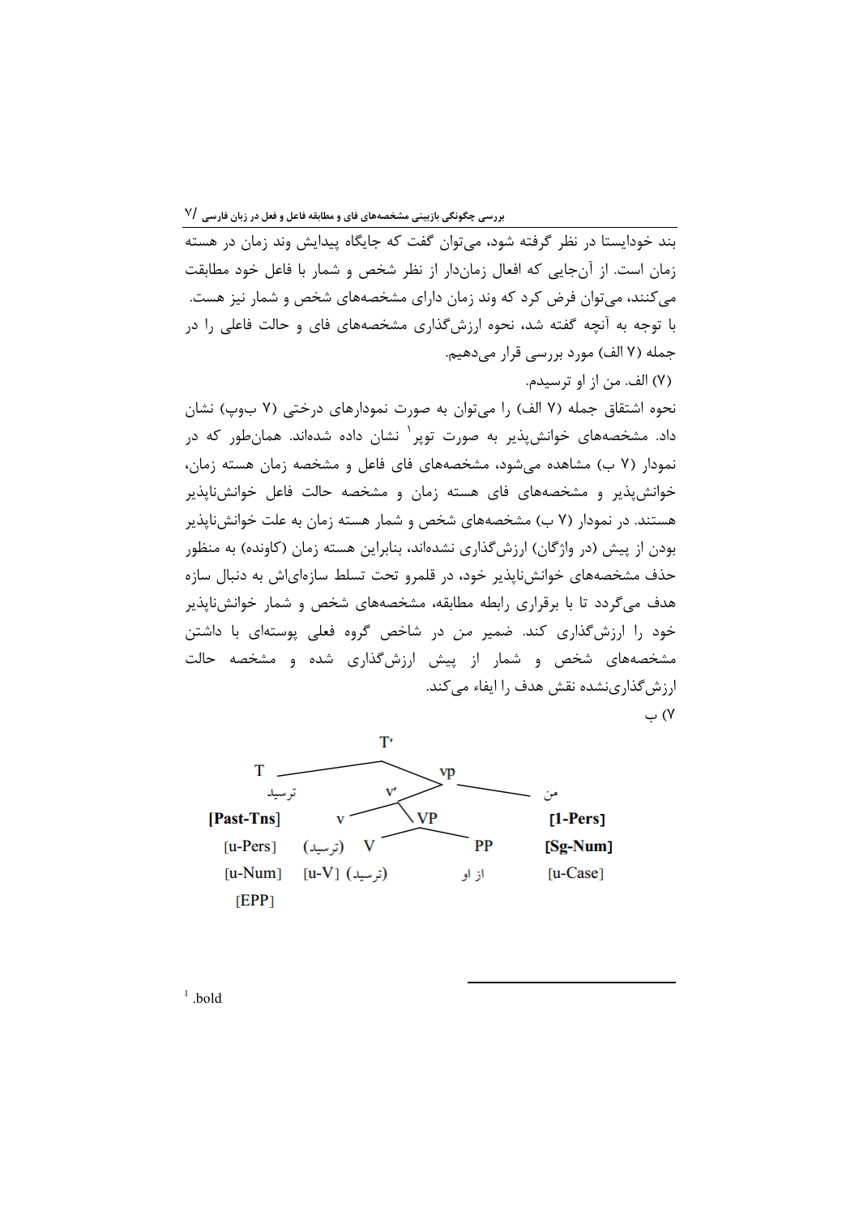بند خودایستا در نظر گرفته شود، می‌توان گفت که جایگاه پیدایش وند زمان در هسته زمان است. از آن‌جایی که افعال زمان‌دار از نظر شخص و شمار با فاعل خود مطابقت می‌کنند، می‌توان فرض کرد که وند زمان دارای مشخصه‌های شخص و شمار نیز هست. با توجه به آنچه گفته شد، نحوه ارزش‌گذاری مشخصه‌های فای و حالت فاعلی را در جمله (۷ الف) مورد بررسی قرار می‌دهیم.

(۷) الف. من از او ترسیدم.

نحوه اشتقاق جمله (۷ الف) را می‌توان به صورت نمودارهای درختی (۷ ب-پ) نشان داد. مشخصه‌های خوانش‌پذیر به صورت توپر[1] نشان داده شده‌اند. همان‌طور که در نمودار (۷ ب) مشاهده می‌شود، مشخصه‌های فای فاعل و مشخصه زمان هسته زمان، خوانش‌پذیر و مشخصه‌های فای هسته زمان و مشخصه حالت فاعل خوانش‌ناپذیر هستند. در نمودار (۷ ب) مشخصه‌های شخص و شمار هسته زمان به علت خوانش‌ناپذیر بودن از پیش (در واژگان) ارزش‌گذاری نشده‌اند، بنابراین هسته زمان (کاونده) به منظور حذف مشخصه‌های خوانش‌ناپذیر خود، در قلمرو تحت تسلط سازه‌ای‌اش به دنبال سازه هدف می‌گردد تا با برقراری رابطه مطابقه، مشخصه‌های شخص و شمار خوانش‌ناپذیر خود را ارزش‌گذاری کند. ضمیر من در شاخص گروه فعلی پوسته‌ای با داشتن مشخصه‌های شخص و شمار از پیش ارزش‌گذاری شده و مشخصه حالت ارزش‌گذاری‌نشده نقش هدف را ایفاء می‌کند.

۷) ب

```
T'
├── T  ترسید
│     [Past-Tns]
│     [u-Pers]
│     [u-Num]
│     [EPP]
└── vp
    ├── من
    │     [1-Pers]
    │     [Sg-Num]
    │     [u-Case]
    └── v'
        ├── v  (ترسید)
        │      [u-V] (ترسید)
        └── VP
            ├── V
            └── PP  از او
```

[1] .bold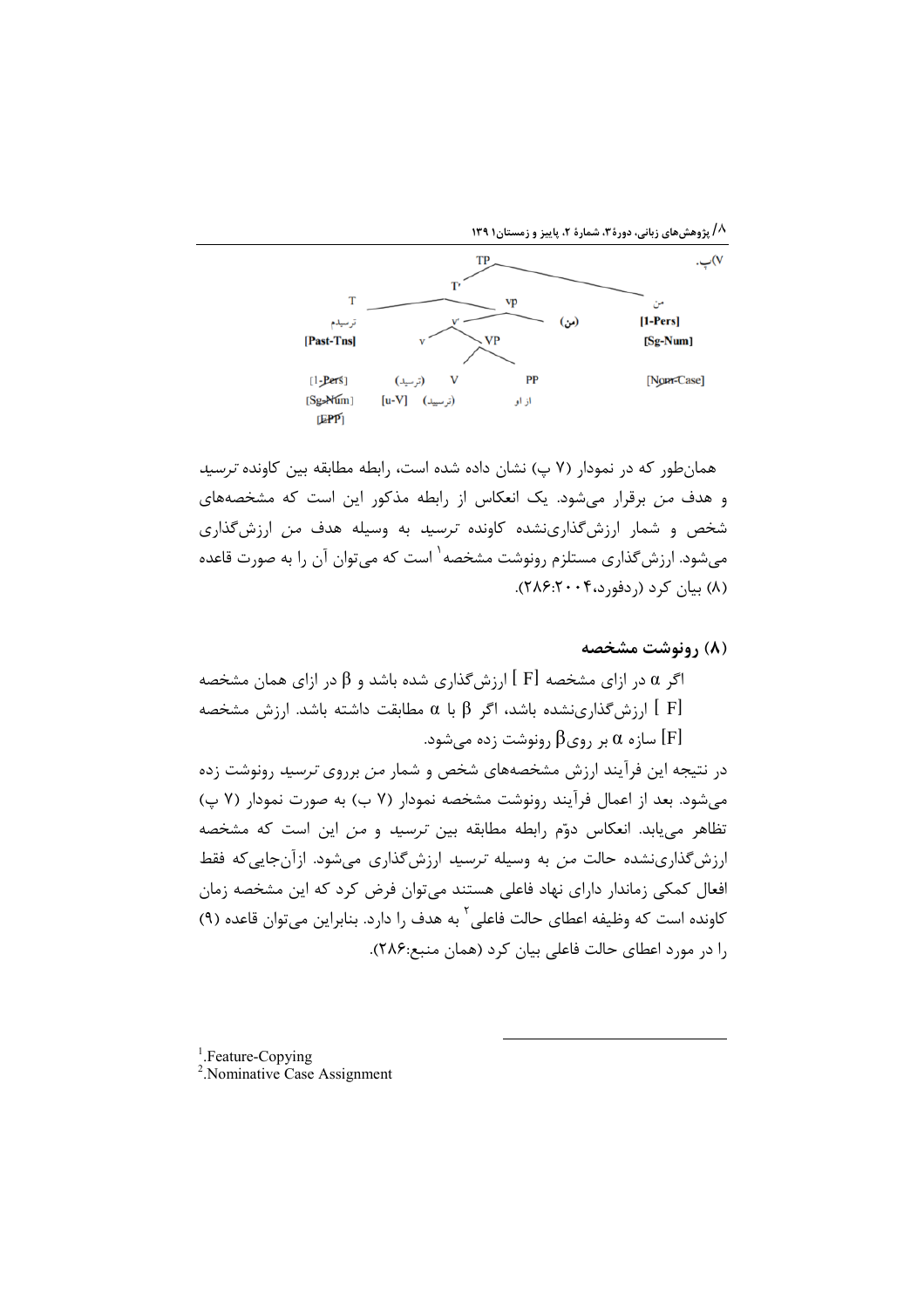۷) پ.

```
TP
├── T'
│   ├── T
│   │   ترسیدم
│   │   [Past-Tns]
│   │   [1-Pers] (struck)
│   │   [Sg-Num] (struck)
│   │   [EPP] (struck)
│   └── vp
│       ├── v'
│       │   ├── v
│       │   │   (ترسید)
│       │   │   [u-V]
│       │   └── VP
│       │       ├── V
│       │       │   (ترسید)
│       │       └── PP
│       │           از او
│       └── (من)
└── من
    [1-Pers]
    [Sg-Num]
    [Nom-Case] (struck)
```

همان‌طور که در نمودار (۷ پ) نشان داده شده است، رابطه مطابقه بین کاونده *ترسید* و هدف *من* برقرار می‌شود. یک انعکاس از رابطه مذکور این است که مشخصه‌های شخص و شمار ارزش‌گذاری‌نشده کاونده *ترسید* به وسیله هدف *من* ارزش‌گذاری می‌شود. ارزش‌گذاری مستلزم رونوشت مشخصه[1] است که می‌توان آن را به صورت قاعده (۸) بیان کرد (ردفورد،۲۰۰۴:۲۸۶).

**۸) رونوشت مشخصه**

اگر α در ازای مشخصه [F ] ارزش‌گذاری شده باشد و β در ازای همان مشخصه [F ] ارزش‌گذاری‌نشده باشد، اگر β با α مطابقت داشته باشد. ارزش مشخصه [F] سازه α بر رویβ رونوشت زده می‌شود.

در نتیجه این فرآیند ارزش مشخصه‌های شخص و شمار *من* برروی *ترسید* رونوشت زده می‌شود. بعد از اعمال فرآیند رونوشت مشخصه نمودار (۷ ب) به صورت نمودار (۷ پ) تظاهر می‌یابد. انعکاس دوّم رابطه مطابقه بین *ترسید* و *من* این است که مشخصه ارزش‌گذاری‌نشده حالت *من* به وسیله *ترسید* ارزش‌گذاری می‌شود. ازآن‌جایی‌که فقط افعال کمکی زماندار دارای نهاد فاعلی هستند می‌توان فرض کرد که این مشخصه زمان کاونده است که وظیفه اعطای حالت فاعلی[2] به هدف را دارد. بنابراین می‌توان قاعده (۹) را در مورد اعطای حالت فاعلی بیان کرد (همان منبع:۲۸۶).

---

[1].Feature-Copying

[2].Nominative Case Assignment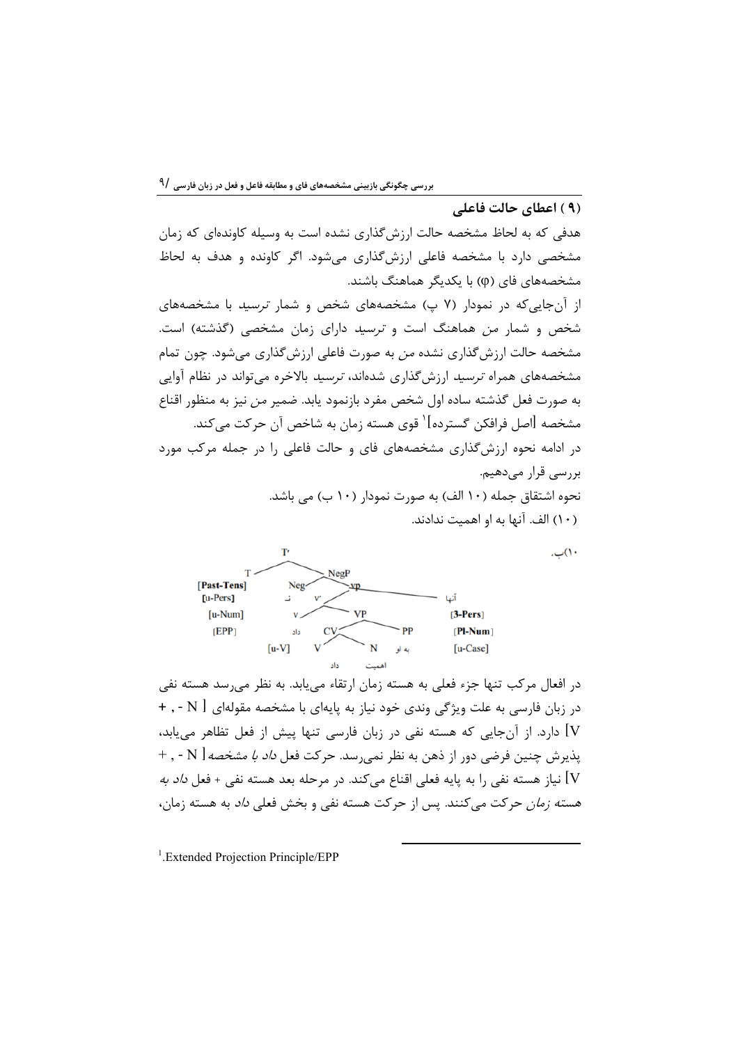## (۹) اعطای حالت فاعلی

هدفی که به لحاظ مشخصه حالت ارزش‌گذاری نشده است به وسیله کاونده‌ای که زمان مشخصی دارد با مشخصه فاعلی ارزش‌گذاری می‌شود. اگر کاونده و هدف به لحاظ مشخصه‌های فای (φ) با یکدیگر هماهنگ باشند.

از آن‌جایی‌که در نمودار (۷ پ) مشخصه‌های شخص و شمار *ترسید* با مشخصه‌های شخص و شمار *من* هماهنگ است و *ترسید* دارای زمان مشخصی (گذشته) است. مشخصه حالت ارزش‌گذاری نشده *من* به صورت فاعلی ارزش‌گذاری می‌شود. چون تمام مشخصه‌های همراه *ترسید* ارزش‌گذاری شده‌اند، *ترسید* بالاخره می‌تواند در نظام آوایی به صورت فعل گذشته ساده اول شخص مفرد بازنمود یابد. ضمیر *من* نیز به منظور اقناع مشخصه [اصل فرافکن گسترده][1] قوی هسته زمان به شاخص آن حرکت می‌کند.

در ادامه نحوه ارزش‌گذاری مشخصه‌های فای و حالت فاعلی را در جمله مرکب مورد بررسی قرار می‌دهیم.

نحوه اشتقاق جمله (۱۰ الف) به صورت نمودار (۱۰ ب) می باشد.

(۱۰) الف. آنها به او اهمیت ندادند.

۱۰)ب.

```
T'
├── T  [Past-Tens] [u-Pers] [u-Num] [EPP]
└── NegP
    ├── Neg  نـ
    └── vp
        ├── آنها  [3-Pers] [Pl-Num] [u-Case]
        └── v'
            ├── v  داد  [u-V]
            └── VP
                ├── CV
                │   ├── V  داد
                │   └── N  اهمیت
                └── PP  به او
```

در افعال مرکب تنها جزء فعلی به هسته زمان ارتقاء می‌یابد. به نظر می‌رسد هسته نفی در زبان فارسی به علت ویژگی وندی خود نیاز به پایه‌ای با مشخصه مقوله‌ای [ N - , + V] دارد. از آن‌جایی که هسته نفی در زبان فارسی تنها پیش از فعل تظاهر می‌یابد، پذیرش چنین فرضی دور از ذهن به نظر نمی‌رسد. حرکت فعل *داد با مشخصه* [ N - , + V] نیاز هسته نفی را به پایه فعلی اقناع می‌کند. در مرحله بعد هسته نفی + فعل *داد به هسته زمان* حرکت می‌کنند. پس از حرکت هسته نفی و بخش فعلی *داد* به هسته زمان،

[1]. Extended Projection Principle/EPP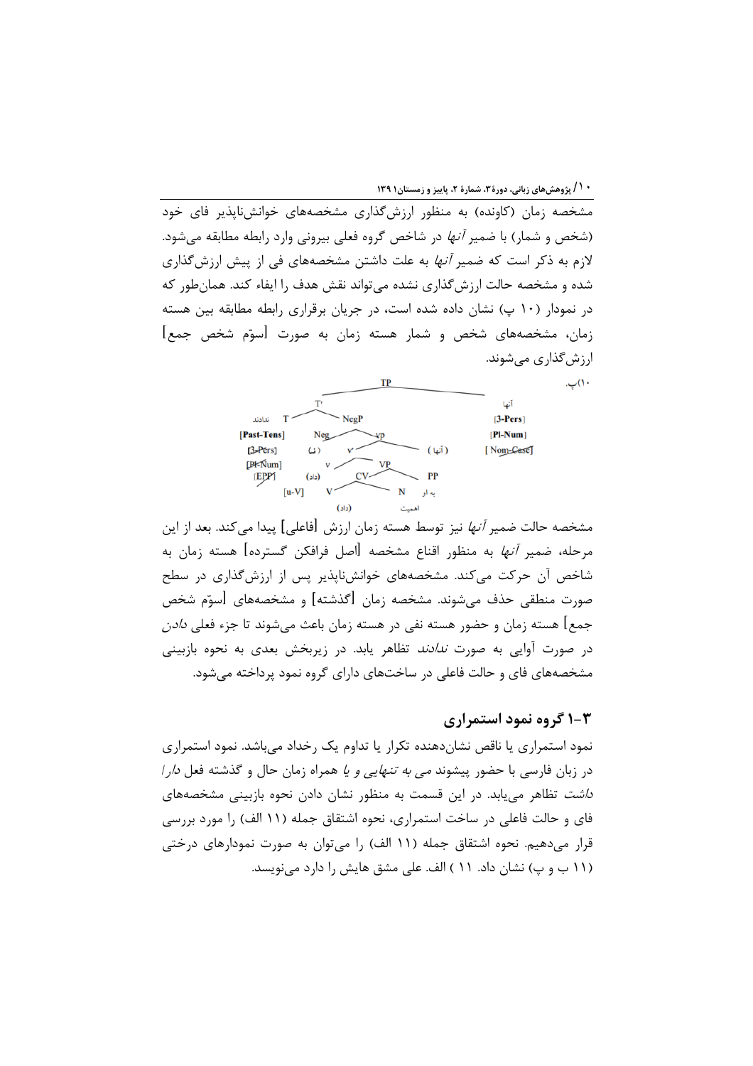مشخصه زمان (کاونده) به منظور ارزش‌گذاری مشخصه‌های خوانش‌ناپذیر فای خود (شخص و شمار) با ضمیر *آنها* در شاخص گروه فعلی بیرونی وارد رابطه مطابقه می‌شود. لازم به ذکر است که ضمیر *آنها* به علت داشتن مشخصه‌های فی از پیش ارزش‌گذاری شده و مشخصه حالت ارزش‌گذاری نشده می‌تواند نقش هدف را ایفاء کند. همان‌طور که در نمودار (۱۰ پ) نشان داده شده است، در جریان برقراری رابطه مطابقه بین هسته زمان، مشخصه‌های شخص و شمار هسته زمان به صورت [سوّم شخص جمع] ارزش‌گذاری می‌شوند.

۱۰)پ.

```
                                  TP
                    T'                              آنها
        ندادند  T          NegP                     [3-Pers]
     [Past-Tens]       Neg        vp                [Pl-Num]
     [3-Pers]          (نـ)    v'       (آنها)      [Nom-Case]
     [Pl-Num]               v       VP
     [EPP]               (داد)   CV       PP
              [u-V]         V       N    به او
                          (داد)   اهمیت
```

مشخصه حالت ضمیر *آنها* نیز توسط هسته زمان ارزش [فاعلی] پیدا می‌کند. بعد از این مرحله، ضمیر *آنها* به منظور اقناع مشخصه [اصل فرافکن گسترده] هسته زمان به شاخص آن حرکت می‌کند. مشخصه‌های خوانش‌ناپذیر پس از ارزش‌گذاری در سطح صورت منطقی حذف می‌شوند. مشخصه زمان [گذشته] و مشخصه‌های [سوّم شخص جمع] هسته زمان و حضور هسته نفی در هسته زمان باعث می‌شوند تا جزء فعلی *دادن* در صورت آوایی به صورت *ندادند* تظاهر یابد. در زیربخش بعدی به نحوه بازبینی مشخصه‌های فای و حالت فاعلی در ساخت‌های دارای گروه نمود پرداخته می‌شود.

## ۳-۱ گروه نمود استمراری

نمود استمراری یا ناقص نشان‌دهنده تکرار یا تداوم یک رخداد می‌باشد. نمود استمراری در زبان فارسی با حضور پیشوند *می به تنهایی و یا* همراه زمان حال و گذشته فعل *دارا داشت* تظاهر می‌یابد. در این قسمت به منظور نشان دادن نحوه بازبینی مشخصه‌های فای و حالت فاعلی در ساخت استمراری، نحوه اشتقاق جمله (۱۱ الف) را مورد بررسی قرار می‌دهیم. نحوه اشتقاق جمله (۱۱ الف) را می‌توان به صورت نمودارهای درختی (۱۱ ب و پ) نشان داد. ۱۱ ) الف. علی مشق هایش را دارد می‌نویسد.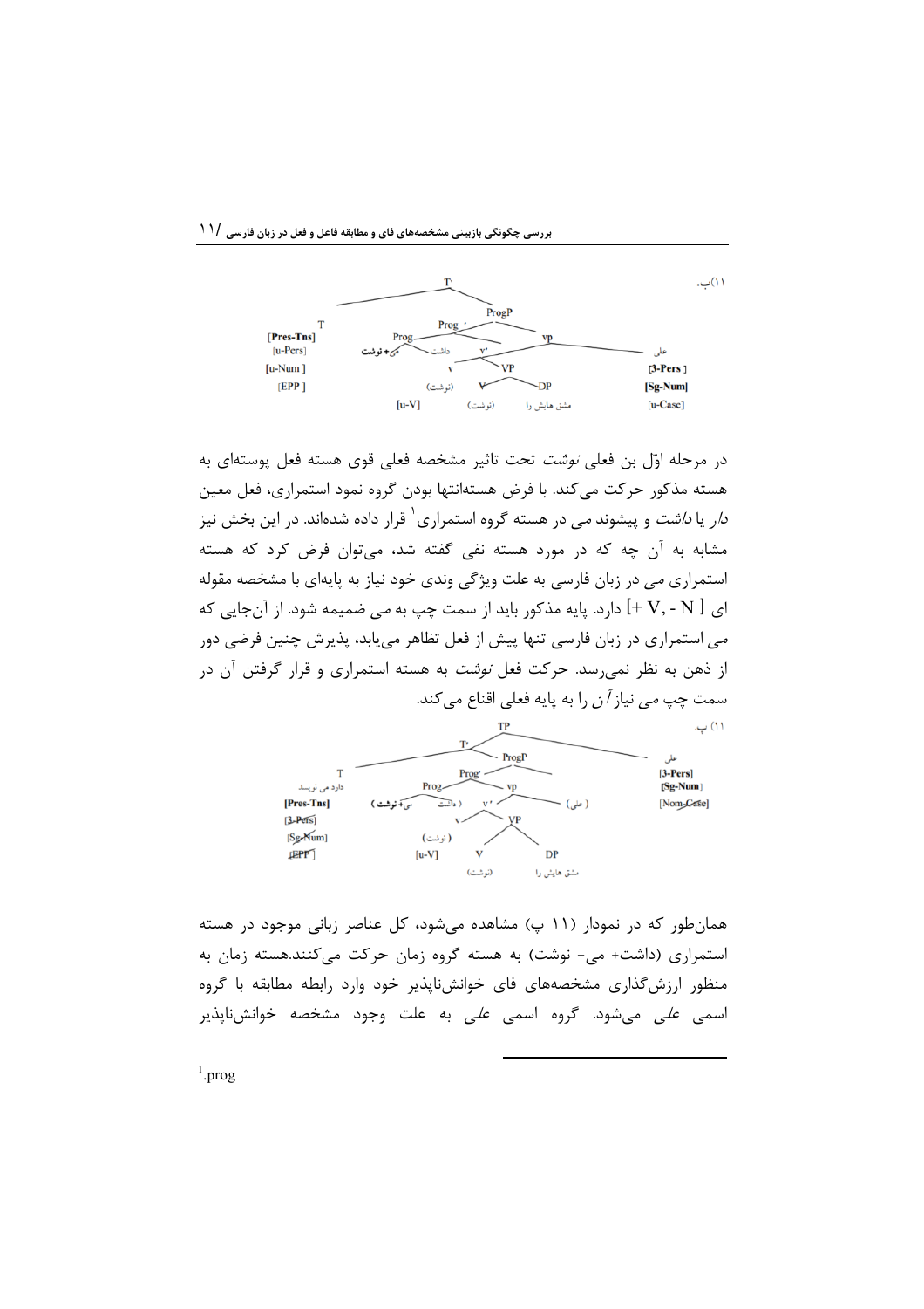۱۱)ب.

```
                         T'
         ____________________________
        T                          ProgP
  [Pres-Tns]              Prog'            vp
  [u-Pers]          Prog                          علی
  [u-Num]       می+نوشت   داشت     v'           [3-Pers]
  [EPP]                        v      VP        [Sg-Num]
                           (نوشت)   V     DP    [u-Case]
                     [u-V]     (نوشت)  مشق هایش را
```

در مرحله اوّل بن فعلی *نوشت* تحت تاثیر مشخصه فعلی قوی هسته فعل پوسته‌ای به هسته مذکور حرکت می‌کند. با فرض هسته‌انتها بودن گروه نمود استمراری، فعل معین *دار* یا *داشت* و پیشوند *می* در هسته گروه استمراری[1] قرار داده شده‌اند. در این بخش نیز مشابه به آن چه که در مورد هسته نفی گفته شد، می‌توان فرض کرد که هسته استمراری *می* در زبان فارسی به علت ویژگی وندی خود نیاز به پایه‌ای با مشخصه مقوله ای [ +V, - N ] دارد. پایه مذکور باید از سمت چپ به *می* ضمیمه شود. از آن‌جایی که *می* استمراری در زبان فارسی تنها پیش از فعل تظاهر می‌یابد، پذیرش چنین فرضی دور از ذهن به نظر نمی‌رسد. حرکت فعل *نوشت* به هسته استمراری و قرار گرفتن آن در سمت چپ *می* نیاز *آن* را به پایه فعلی اقناع می‌کند.

۱۱) پ.

```
                               TP
                         T'                         علی
         ____________________________            [3-Pers]
        T                          ProgP         [Sg-Num]
  دارد می نویسد              Prog'         vp     [Nom-Case]
  [Pres-Tns]          Prog                  (علی)
  [3-Pers]      می+نوشت  (داشت)    v'
  [Sg-Num]                      v      VP
  [EPP]                     (نوشت)
                     [u-V]         V       DP
                               (نوشت)  مشق هایش را
```

همان‌طور که در نمودار (۱۱ پ) مشاهده می‌شود، کل عناصر زبانی موجود در هسته استمراری (داشت+ می+ نوشت) به هسته گروه زمان حرکت می‌کنند.هسته زمان به منظور ارزش‌گذاری مشخصه‌های فای خوانش‌ناپذیر خود وارد رابطه مطابقه با گروه اسمی *علی* می‌شود. گروه اسمی *علی* به علت وجود مشخصه خوانش‌ناپذیر

---

[1]. prog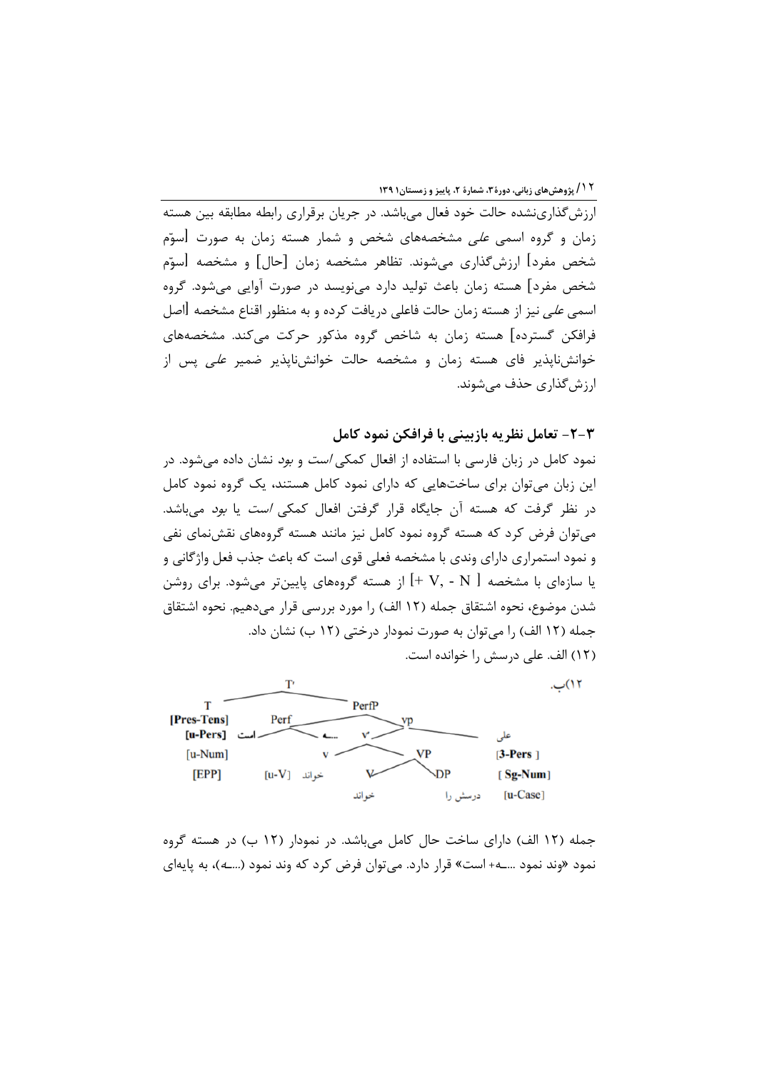ارزش‌گذاری‌نشده حالت خود فعال می‌باشد. در جریان برقراری رابطه مطابقه بین هسته زمان و گروه اسمی *علی* مشخصه‌های شخص و شمار هسته زمان به صورت [سوّم شخص مفرد] ارزش‌گذاری می‌شوند. تظاهر مشخصه زمان [حال] و مشخصه [سوّم شخص مفرد] هسته زمان باعث تولید دارد می‌نویسد در صورت آوایی می‌شود. گروه اسمی *علی* نیز از هسته زمان حالت فاعلی دریافت کرده و به منظور اقناع مشخصه [اصل فرافکن گسترده] هسته زمان به شاخص گروه مذکور حرکت می‌کند. مشخصه‌های خوانش‌ناپذیر فای هسته زمان و مشخصه حالت خوانش‌ناپذیر ضمیر *علی* پس از ارزش‌گذاری حذف می‌شوند.

### ۳-۲- تعامل نظریه بازبینی با فرافکن نمود کامل

نمود کامل در زبان فارسی با استفاده از افعال کمکی *است* و *بود* نشان داده می‌شود. در این زبان می‌توان برای ساخت‌هایی که دارای نمود کامل هستند، یک گروه نمود کامل در نظر گرفت که هسته آن جایگاه قرار گرفتن افعال کمکی *است* یا *بود* می‌باشد. می‌توان فرض کرد که هسته گروه نمود کامل نیز مانند هسته گروه‌های نقش‌نمای نفی و نمود استمراری دارای وندی با مشخصه فعلی قوی است که باعث جذب فعل واژگانی و یا سازه‌ای با مشخصه [ +V, - N ] از هسته گروه‌های پایین‌تر می‌شود. برای روشن شدن موضوع، نحوه اشتقاق جمله (۱۲ الف) را مورد بررسی قرار می‌دهیم. نحوه اشتقاق جمله (۱۲ الف) را می‌توان به صورت نمودار درختی (۱۲ ب) نشان داد.

(۱۲) الف. علی درسش را خوانده است.

۱۲) ب.

```
T'
├── T [Pres-Tens] [u-Pers] [u-Num] [EPP]
└── PerfP
    ├── Perf: است ـــه
    └── vp
        ├── علی [3-Pers] [Sg-Num] [u-Case]
        └── v'
            ├── v: خواند [u-V]
            └── VP
                ├── V: خواند
                └── DP: درسش را
```

جمله (۱۲ الف) دارای ساخت حال کامل می‌باشد. در نمودار (۱۲ ب) در هسته گروه نمود «وند نمود ...ــه+ است» قرار دارد. می‌توان فرض کرد که وند نمود (...ــه)، به پایه‌ای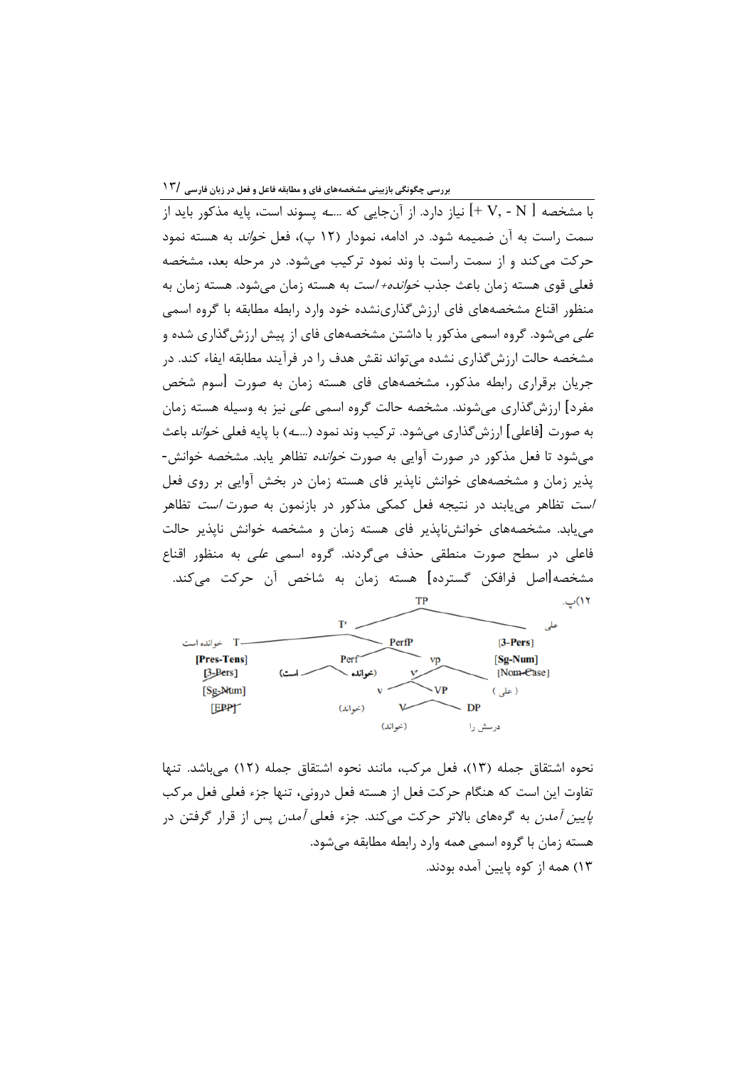با مشخصه [+ V, - N] نیاز دارد. از آن‌جایی که ...ـه پسوند است، پایه مذکور باید از سمت راست به آن ضمیمه شود. در ادامه، نمودار (۱۲ پ)، فعل *خواند* به هسته نمود حرکت می‌کند و از سمت راست با وند نمود ترکیب می‌شود. در مرحله بعد، مشخصه فعلی قوی هسته زمان باعث جذب *خوانده+ است* به هسته زمان می‌شود. هسته زمان به منظور اقناع مشخصه‌های فای ارزش‌گذاری‌نشده خود وارد رابطه مطابقه با گروه اسمی *علی* می‌شود. گروه اسمی مذکور با داشتن مشخصه‌های فای از پیش ارزش‌گذاری شده و مشخصه حالت ارزش‌گذاری نشده می‌تواند نقش هدف را در فرآیند مطابقه ایفاء کند. در جریان برقراری رابطه مذکور، مشخصه‌های فای هسته زمان به صورت [سوم شخص مفرد] ارزش‌گذاری می‌شوند. مشخصه حالت گروه اسمی *علی* نیز به وسیله هسته زمان به صورت [فاعلی] ارزش‌گذاری می‌شود. ترکیب وند نمود (...ـه) با پایه فعلی *خواند* باعث می‌شود تا فعل مذکور در صورت آوایی به صورت *خوانده* تظاهر یابد. مشخصه خوانش‌پذیر زمان و مشخصه‌های خوانش ناپذیر فای هسته زمان در بخش آوایی بر روی فعل *است* تظاهر می‌یابند در نتیجه فعل کمکی مذکور در بازنمون به صورت *است* تظاهر می‌یابد. مشخصه‌های خوانش‌ناپذیر فای هسته زمان و مشخصه خوانش ناپذیر حالت فاعلی در سطح صورت منطقی حذف می‌گردند. گروه اسمی *علی* به منظور اقناع مشخصه[اصل فرافکن گسترده] هسته زمان به شاخص آن حرکت می‌کند.

۱۲)پ.

```
TP
├── T'
│   ├── T  خوانده است
│   │   [Pres-Tens]
│   │   [3-Pers] (خط‌خورده)
│   │   [Sg-Num] (خط‌خورده)
│   │   [EPP] (خط‌خورده)
│   └── PerfP
│       ├── Perf  (خوانده ـــ است)
│       └── vp
│           ├── v'
│           │   ├── v (خواند)
│           │   └── VP
│           │       ├── V (خواند)
│           │       └── DP  درسش را
│           └── ( علی )
│               [3-Pers]
│               [Sg-Num]
│               [Nom-Case] (خط‌خورده)
└── علی
```

نحوه اشتقاق جمله (۱۳)، فعل مرکب، مانند نحوه اشتقاق جمله (۱۲) می‌باشد. تنها تفاوت این است که هنگام حرکت فعل از هسته فعل درونی، تنها جزء فعلی فعل مرکب *پایین آمدن* به گره‌های بالاتر حرکت می‌کند. جزء فعلی *آمدن* پس از قرار گرفتن در هسته زمان با گروه اسمی همه وارد رابطه مطابقه می‌شود.

۱۳) همه از کوه پایین آمده بودند.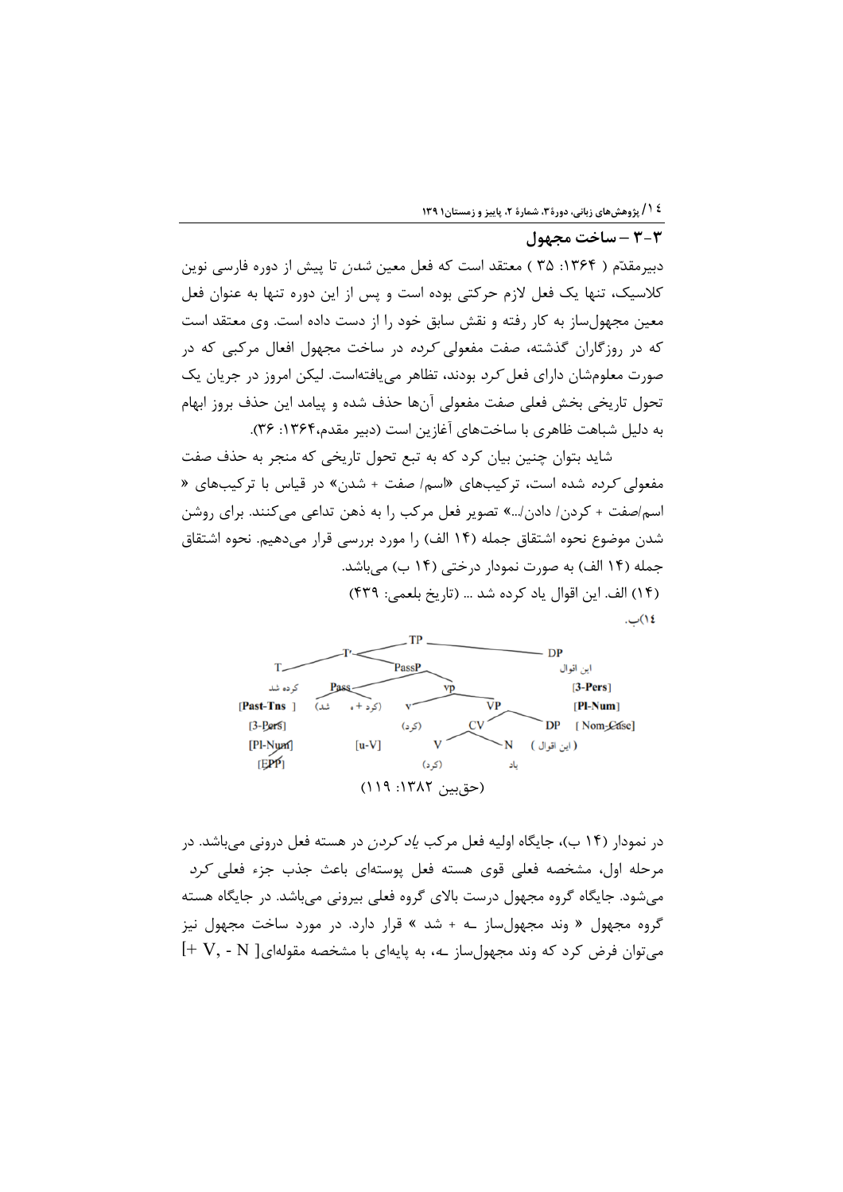## ۳-۳ – ساخت مجهول

دبیرمقدّم ( ۱۳۶۴: ۳۵ ) معتقد است که فعل معین *شدن* تا پیش از دوره فارسی نوین کلاسیک، تنها یک فعل لازم حرکتی بوده است و پس از این دوره تنها به عنوان فعل معین مجهول‌ساز به کار رفته و نقش سابق خود را از دست داده است. وی معتقد است که در روزگاران گذشته، صفت مفعولی *کرده* در ساخت مجهول افعال مرکبی که در صورت معلوم‌شان دارای فعل *کرد* بودند، تظاهر می‌یافته‌است. لیکن امروز در جریان یک تحول تاریخی بخش فعلی صفت مفعولی آن‌ها حذف شده و پیامد این حذف بروز ابهام به دلیل شباهت ظاهری با ساخت‌های آغازین است (دبیر مقدم،۱۳۶۴: ۳۶).

شاید بتوان چنین بیان کرد که به تبع تحول تاریخی که منجر به حذف صفت مفعولی *کرده* شده است، ترکیب‌های «اسم/ صفت + شدن» در قیاس با ترکیب‌های « اسم/صفت + کردن/ دادن/...» تصویر فعل مرکب را به ذهن تداعی می‌کنند. برای روشن شدن موضوع نحوه اشتقاق جمله (۱۴ الف) را مورد بررسی قرار می‌دهیم. نحوه اشتقاق جمله (۱۴ الف) به صورت نمودار درختی (۱۴ ب) می‌باشد.

(۱۴) الف. این اقوال یاد کرده شد ... (تاریخ بلعمی: ۴۳۹)

۱۴)ب.

```
[TP [T' [T کرده شد [Past-Tns] [3-Pers] [Pl-Num] [EPP]]
        [PassP [Pass (کرد + ه) شد [u-V]]
               [vP [v (کرد)]
                   [VP [CV [V (کرد)] [N یاد]]
                       [DP (این اقوال)]]]]]
    [DP این اقوال [3-Pers] [Pl-Num] [Nom-Case]]]
```

(حق‌بین ۱۳۸۲: ۱۱۹)

در نمودار (۱۴ ب)، جایگاه اولیه فعل مرکب *یاد کردن* در هسته فعل درونی می‌باشد. در مرحله اول، مشخصه فعلی قوی هسته فعل پوسته‌ای باعث جذب جزء فعلی *کرد* می‌شود. جایگاه گروه مجهول درست بالای گروه فعلی بیرونی می‌باشد. در جایگاه هسته گروه مجهول « وند مجهول‌ساز ـه + شد » قرار دارد. در مورد ساخت مجهول نیز می‌توان فرض کرد که وند مجهول‌ساز ـه، به پایه‌ای با مشخصه مقوله‌ای[ +V, - N ]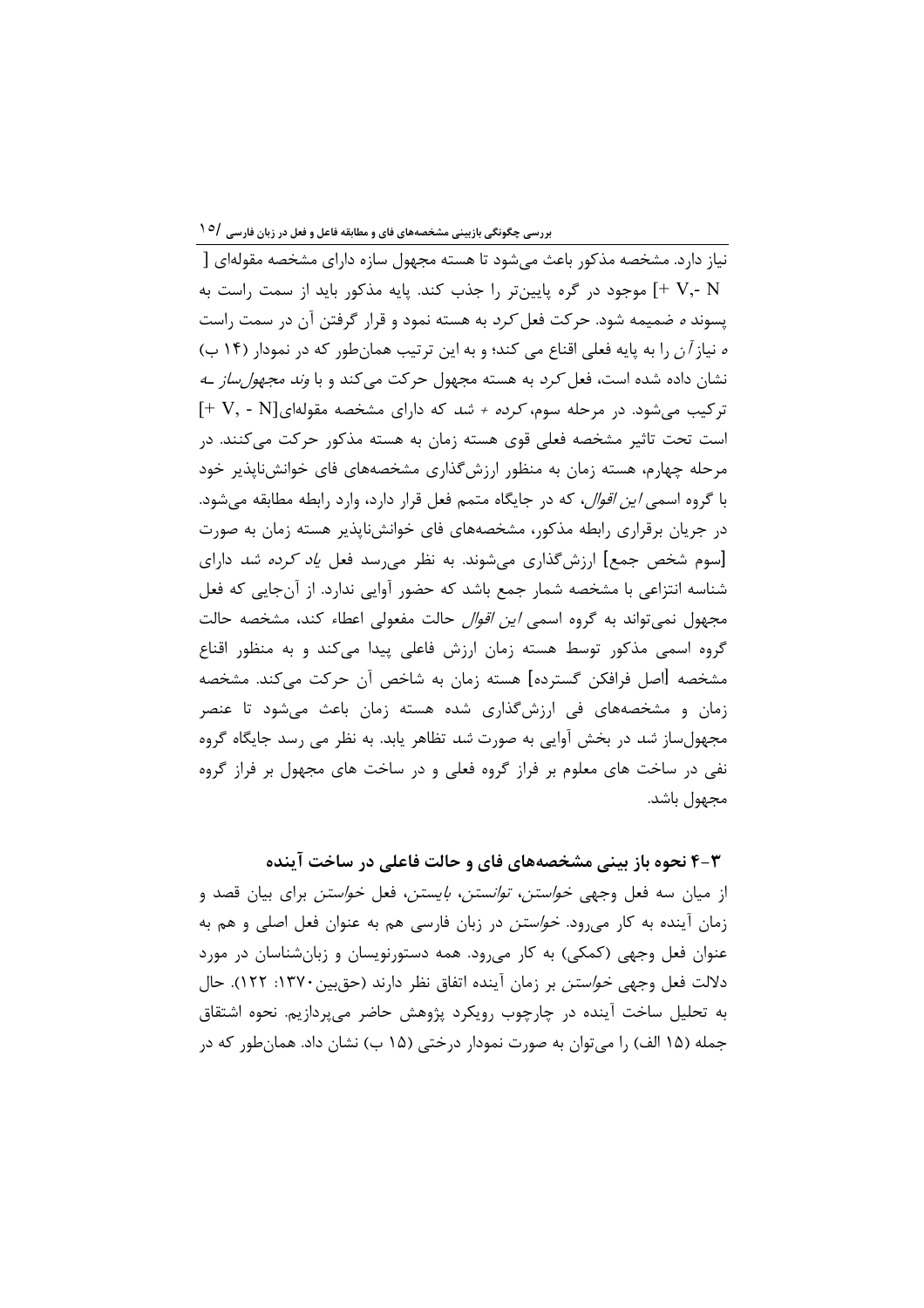نیاز دارد. مشخصه مذکور باعث می‌شود تا هسته مجهول سازه دارای مشخصه مقوله‌ای [+ V,- N] موجود در گره پایین‌تر را جذب کند. پایه مذکور باید از سمت راست به پسوند *ه* ضمیمه شود. حرکت فعل *کرد* به هسته نمود و قرار گرفتن آن در سمت راست *ه* نیاز *آن* را به پایه فعلی اقناع می کند؛ و به این ترتیب همان‌طور که در نمودار (۱۴ ب) نشان داده شده است، فعل *کرد* به هسته مجهول حرکت می‌کند و با *وند مجهول‌ساز ـه* ترکیب می‌شود. در مرحله سوم، *کرده + شد* که دارای مشخصه مقوله‌ای[+ V, - N] است تحت تاثیر مشخصه فعلی قوی هسته زمان به هسته مذکور حرکت می‌کنند. در مرحله چهارم، هسته زمان به منظور ارزش‌گذاری مشخصه‌های فای خوانش‌ناپذیر خود با گروه اسمی *این اقوال*، که در جایگاه متمم فعل قرار دارد، وارد رابطه مطابقه می‌شود. در جریان برقراری رابطه مذکور، مشخصه‌های فای خوانش‌ناپذیر هسته زمان به صورت [سوم شخص جمع] ارزش‌گذاری می‌شوند. به نظر می‌رسد فعل *یاد کرده شد* دارای شناسه انتزاعی با مشخصه شمار جمع باشد که حضور آوایی ندارد. از آن‌جایی که فعل مجهول نمی‌تواند به گروه اسمی *این اقوال* حالت مفعولی اعطاء کند، مشخصه حالت گروه اسمی مذکور توسط هسته زمان ارزش فاعلی پیدا می‌کند و به منظور اقناع مشخصه [اصل فرافکن گسترده] هسته زمان به شاخص آن حرکت می‌کند. مشخصه زمان و مشخصه‌های فی ارزش‌گذاری شده هسته زمان باعث می‌شود تا عنصر مجهول‌ساز *شد* در بخش آوایی به صورت *شد* تظاهر یابد. به نظر می رسد جایگاه گروه نفی در ساخت های معلوم بر فراز گروه فعلی و در ساخت های مجهول بر فراز گروه مجهول باشد.

### ۳-۴ نحوه باز بینی مشخصه‌های فای و حالت فاعلی در ساخت آینده

از میان سه فعل وجهی *خواستن*، *توانستن*، *بایستن*، فعل *خواستن* برای بیان قصد و زمان آینده به کار می‌رود. *خواستن* در زبان فارسی هم به عنوان فعل اصلی و هم به عنوان فعل وجهی (کمکی) به کار می‌رود. همه دستورنویسان و زبان‌شناسان در مورد دلالت فعل وجهی *خواستن* بر زمان آینده اتفاق نظر دارند (حق‌بین۱۳۷۰: ۱۲۲). حال به تحلیل ساخت آینده در چارچوب رویکرد پژوهش حاضر می‌پردازیم. نحوه اشتقاق جمله (۱۵ الف) را می‌توان به صورت نمودار درختی (۱۵ ب) نشان داد. همان‌طور که در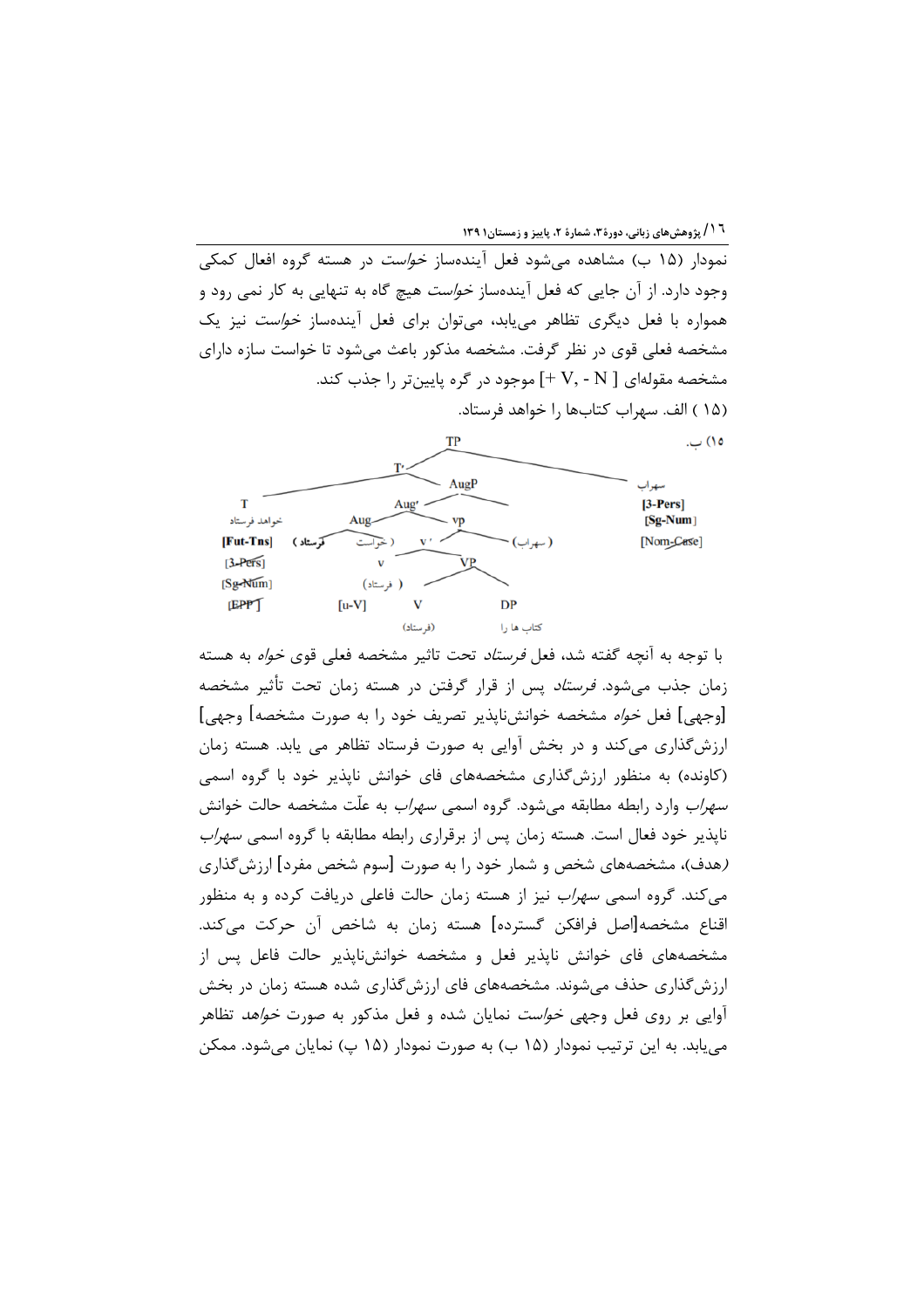نمودار (۱۵ ب) مشاهده می‌شود فعل آینده‌ساز *خواست* در هسته گروه افعال کمکی وجود دارد. از آن جایی که فعل آینده‌ساز *خواست* هیچ گاه به تنهایی به کار نمی رود و همواره با فعل دیگری تظاهر می‌یابد، می‌توان برای فعل آینده‌ساز *خواست* نیز یک مشخصه فعلی قوی در نظر گرفت. مشخصه مذکور باعث می‌شود تا خواست سازه دارای مشخصه مقوله‌ای [+ V, - N] موجود در گره پایین‌تر را جذب کند.

(۱۵ ) الف. سهراب کتاب‌ها را خواهد فرستاد.

۱۵) ب.

```
TP
├── سهراب [3-Pers] [Sg-Num] [Nom-Case]
└── T'
    ├── T  خواهد فرستاد  [Fut-Tns] [3-Pers] [Sg-Num] [EPP]
    └── AugP
        ├── (سهراب)
        └── Aug'
            ├── Aug  (خواست  فرستاد)
            └── vp
                ├── (سهراب)
                └── v'
                    ├── v  (فرستاد)  [u-V]
                    └── VP
                        ├── V  (فرستاد)
                        └── DP  کتاب ها را
```

با توجه به آنچه گفته شد، فعل *فرستاد* تحت تاثیر مشخصه فعلی قوی *خواه* به هسته زمان جذب می‌شود. *فرستاد* پس از قرار گرفتن در هسته زمان تحت تأثیر مشخصه [وجهی] فعل *خواه* مشخصه خوانش‌ناپذیر تصریف خود را به صورت مشخصه] وجهی] ارزش‌گذاری می‌کند و در بخش آوایی به صورت فرستاد تظاهر می یابد. هسته زمان (کاونده) به منظور ارزش‌گذاری مشخصه‌های فای خوانش ناپذیر خود با گروه اسمی *سهراب* وارد رابطه مطابقه می‌شود. گروه اسمی *سهراب* به علّت مشخصه حالت خوانش ناپذیر خود فعال است. هسته زمان پس از برقراری رابطه مطابقه با گروه اسمی *سهراب (هدف)*، مشخصه‌های شخص و شمار خود را به صورت [سوم شخص مفرد] ارزش‌گذاری می‌کند. گروه اسمی *سهراب* نیز از هسته زمان حالت فاعلی دریافت کرده و به منظور اقناع مشخصه[اصل فرافکن گسترده] هسته زمان به شاخص آن حرکت می‌کند. مشخصه‌های فای خوانش ناپذیر فعل و مشخصه خوانش‌ناپذیر حالت فاعل پس از ارزش‌گذاری حذف می‌شوند. مشخصه‌های فای ارزش‌گذاری شده هسته زمان در بخش آوایی بر روی فعل وجهی *خواست* نمایان شده و فعل مذکور به صورت *خواهد* تظاهر می‌یابد. به این ترتیب نمودار (۱۵ ب) به صورت نمودار (۱۵ پ) نمایان می‌شود. ممکن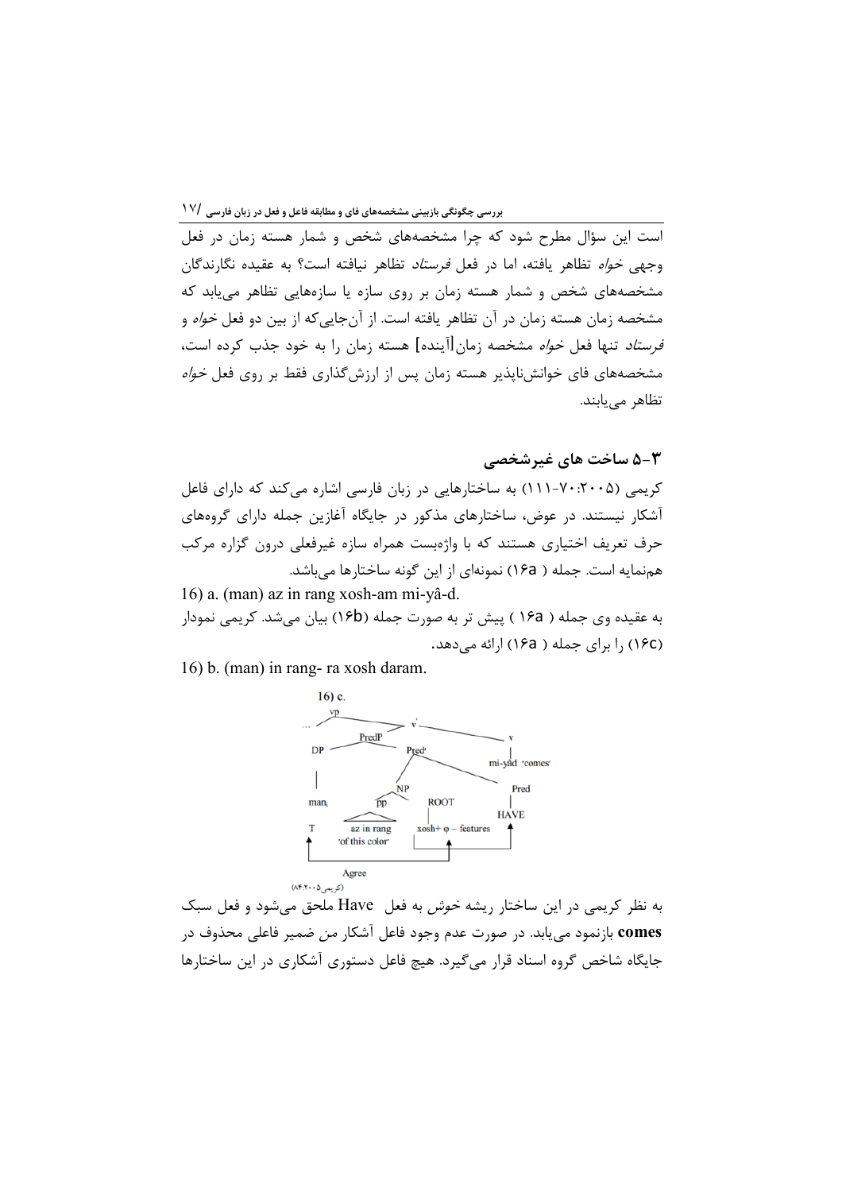است این سؤال مطرح شود که چرا مشخصه‌های شخص و شمار هسته زمان در فعل وجهی *خواه* تظاهر یافته، اما در فعل *فرستاد* تظاهر نیافته است؟ به عقیده نگارندگان مشخصه‌های شخص و شمار هسته زمان بر روی سازه یا سازه‌هایی تظاهر می‌یابد که مشخصه زمان هسته زمان در آن تظاهر یافته است. از آن‌جایی‌که از بین دو فعل *خواه* و *فرستاد* تنها فعل *خواه* مشخصه زمان[آینده] هسته زمان را به خود جذب کرده است، مشخصه‌های فای خوانش‌ناپذیر هسته زمان پس از ارزش‌گذاری فقط بر روی فعل *خواه* تظاهر می‌یابند.

## ۵-۳ ساخت های غیرشخصی

کریمی (۲۰۰۵:۷۰-۱۱۱) به ساختارهایی در زبان فارسی اشاره می‌کند که دارای فاعل آشکار نیستند. در عوض، ساختارهای مذکور در جایگاه آغازین جمله دارای گروه‌های حرف تعریف اختیاری هستند که با واژه‌بست همراه سازه غیرفعلی درون گزاره مرکب هم‌نمایه است. جمله ( ۱۶a) نمونه‌ای از این گونه ساختارها می‌باشد.

16) a. (man) az in rang xosh-am mi-yâ-d.

به عقیده وی جمله ( ۱۶a ) پیش تر به صورت جمله (۱۶b) بیان می‌شد. کریمی نمودار (۱۶c) را برای جمله ( ۱۶a) ارائه می‌دهد.

16) b. (man) in rang- ra xosh daram.

16) c.

```
vP
 ... 
 [v' [PredP [DP man_i] [Pred' [NP [pp az in rang 'of this color'] [ROOT xosh+ φ – features]] [Pred HAVE]]] [v mi-yâd 'comes']]
T ← Agree → (xosh+ φ – features) ← HAVE
```

(کریمی،۲۰۰۵:۸۴)

به نظر کریمی در این ساختار ریشه *خوش* به فعل Have ملحق می‌شود و فعل سبک **comes** بازنمود می‌یابد. در صورت عدم وجود فاعل آشکار *من* ضمیر فاعلی محذوف در جایگاه شاخص گروه اسناد قرار می‌گیرد. هیچ فاعل دستوری آشکاری در این ساختارها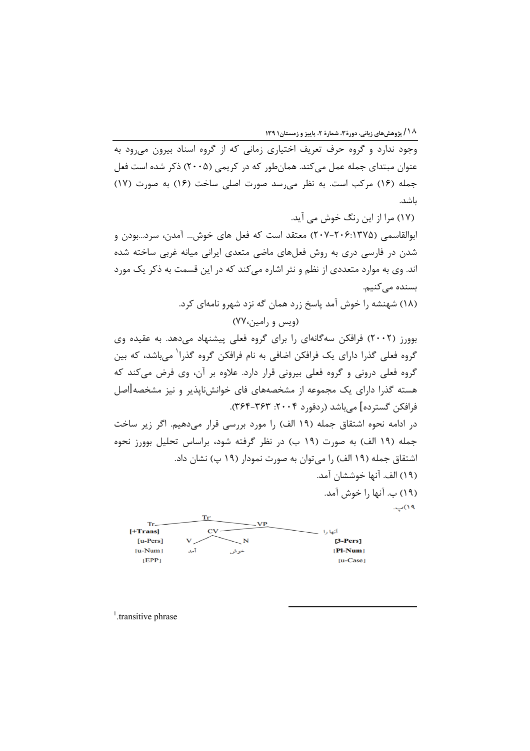وجود ندارد و گروه حرف تعریف اختیاری زمانی که از گروه اسناد بیرون می‌رود به عنوان مبتدای جمله عمل می‌کند. همان‌طور که در کریمی (۲۰۰۵) ذکر شده است فعل جمله (۱۶) مرکب است. به نظر می‌رسد صورت اصلی ساخت (۱۶) به صورت (۱۷) باشد.

(۱۷) مرا از این رنگ خوش می آید.

ابوالقاسمی (۱۳۷۵:۲۰۶-۲۰۷) معتقد است که فعل های خوش... آمدن، سرد...بودن و شدن در فارسی دری به روش فعل‌های ماضی متعدی ایرانی میانه غربی ساخته شده اند. وی به موارد متعددی از نظم و نثر اشاره می‌کند که در این قسمت به ذکر یک مورد بسنده می‌کنیم.

(۱۸) شهنشه را خوش آمد پاسخ زرد همان گه نزد شهرو نامه‌ای کرد.

(ویس و رامین،۷۷)

بوورز (۲۰۰۲) فرافکن سه‌گانه‌ای را برای گروه فعلی پیشنهاد می‌دهد. به عقیده وی گروه فعلی گذرا دارای یک فرافکن اضافی به نام فرافکن گروه گذرا[1] می‌باشد، که بین گروه فعلی درونی و گروه فعلی بیرونی قرار دارد. علاوه بر آن، وی فرض می‌کند که هسته گذرا دارای یک مجموعه از مشخصه‌های فای خوانش‌ناپذیر و نیز مشخصه[اصل فرافکن گسترده] می‌باشد (ردفورد ۲۰۰۴: ۳۶۳-۳۶۴).

در ادامه نحوه اشتقاق جمله (۱۹ الف) را مورد بررسی قرار می‌دهیم. اگر زیر ساخت جمله (۱۹ الف) به صورت (۱۹ ب) در نظر گرفته شود، براساس تحلیل بوورز نحوه اشتقاق جمله (۱۹ الف) را می‌توان به صورت نمودار (۱۹ پ) نشان داد.

(۱۹) الف. آنها خوششان آمد.

(۱۹) ب. آنها را خوش آمد.

۱۹)پ.

```
                 Tr'
      ┌───────────┴───────────┐
      Tr                      VP
   [+Trans]          ┌────────┴────────┐
   [u-Pers]          CV               آنها را
   [u-Num]       ┌───┴───┐           [3-Pers]
   [EPP]         V       N           [Pl-Num]
                آمد     خوش          [u-Case]
```

[1] transitive phrase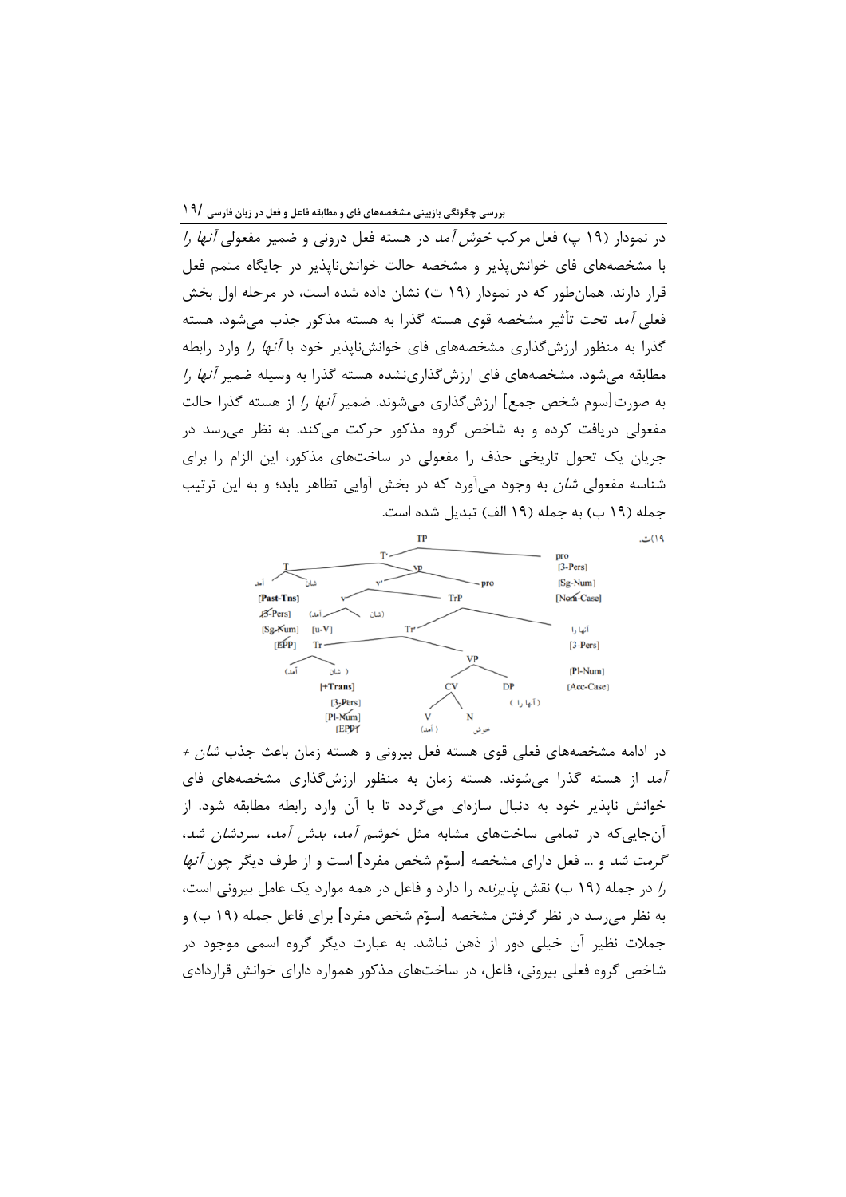در نمودار (۱۹ پ) فعل مرکب *خوش آمد* در هسته فعل درونی و ضمیر مفعولی *آنها را* با مشخصه‌های فای خوانش‌پذیر و مشخصه حالت خوانش‌ناپذیر در جایگاه متمم فعل قرار دارند. همان‌طور که در نمودار (۱۹ ت) نشان داده شده است، در مرحله اول بخش فعلی *آمد* تحت تأثیر مشخصه قوی هسته گذرا به هسته مذکور جذب می‌شود. هسته گذرا به منظور ارزش‌گذاری مشخصه‌های فای خوانش‌ناپذیر خود با *آنها را* وارد رابطه مطابقه می‌شود. مشخصه‌های فای ارزش‌گذاری‌نشده هسته گذرا به وسیله ضمیر *آنها را* به صورت[سوم شخص جمع] ارزش‌گذاری می‌شوند. ضمیر *آنها را* از هسته گذرا حالت مفعولی دریافت کرده و به شاخص گروه مذکور حرکت می‌کند. به نظر می‌رسد در جریان یک تحول تاریخی حذف را مفعولی در ساخت‌های مذکور، این الزام را برای شناسه مفعولی *شان* به وجود می‌آورد که در بخش آوایی تظاهر یابد؛ و به این ترتیب جمله (۱۹ ب) به جمله (۱۹ الف) تبدیل شده است.

۱۹)ت.

```
TP
├── T'
│   ├── T
│   │   ├── آمد  شان
│   │   [Past-Tns]
│   │   [3-Pers] (valued)
│   │   [Sg-Num] (valued)
│   │   [EPP] (checked)
│   └── vP
│       ├── v'
│       │   ├── v
│       │   │   (آمد  شان)
│       │   │   [u-V]
│       │   └── TrP
│       │       ├── آنها را
│       │       │   [3-Pers]
│       │       │   [Pl-Num]
│       │       │   [Acc-Case]
│       │       └── Tr'
│       │           ├── Tr
│       │           │   (آمد  شان)
│       │           │   [+Trans]
│       │           │   [3-Pers] (valued)
│       │           │   [Pl-Num] (valued)
│       │           │   [EPP] (checked)
│       │           └── VP
│       │               ├── CV
│       │               │   ├── V (آمد)
│       │               │   └── N خوش
│       │               └── DP (آنها را)
│       └── pro
└── pro
    [3-Pers]
    [Sg-Num]
    [Nom-Case] (checked)
```

در ادامه مشخصه‌های فعلی قوی هسته فعل بیرونی و هسته زمان باعث جذب *شان* + *آمد* از هسته گذرا می‌شوند. هسته زمان به منظور ارزش‌گذاری مشخصه‌های فای خوانش ناپذیر خود به دنبال سازه‌ای می‌گردد تا با آن وارد رابطه مطابقه شود. از آن‌جایی‌که در تمامی ساخت‌های مشابه مثل *خوشم آمد*، *بدش آمد*، *سردشان شد*، *گرمت شد* و ... فعل دارای مشخصه [سوّم شخص مفرد] است و از طرف دیگر چون *آنها را* در جمله (۱۹ ب) نقش *پذیرنده* را دارد و فاعل در همه موارد یک عامل بیرونی است، به نظر می‌رسد در نظر گرفتن مشخصه [سوّم شخص مفرد] برای فاعل جمله (۱۹ ب) و جملات نظیر آن خیلی دور از ذهن نباشد. به عبارت دیگر گروه اسمی موجود در شاخص گروه فعلی بیرونی، فاعل، در ساخت‌های مذکور همواره دارای خوانش قراردادی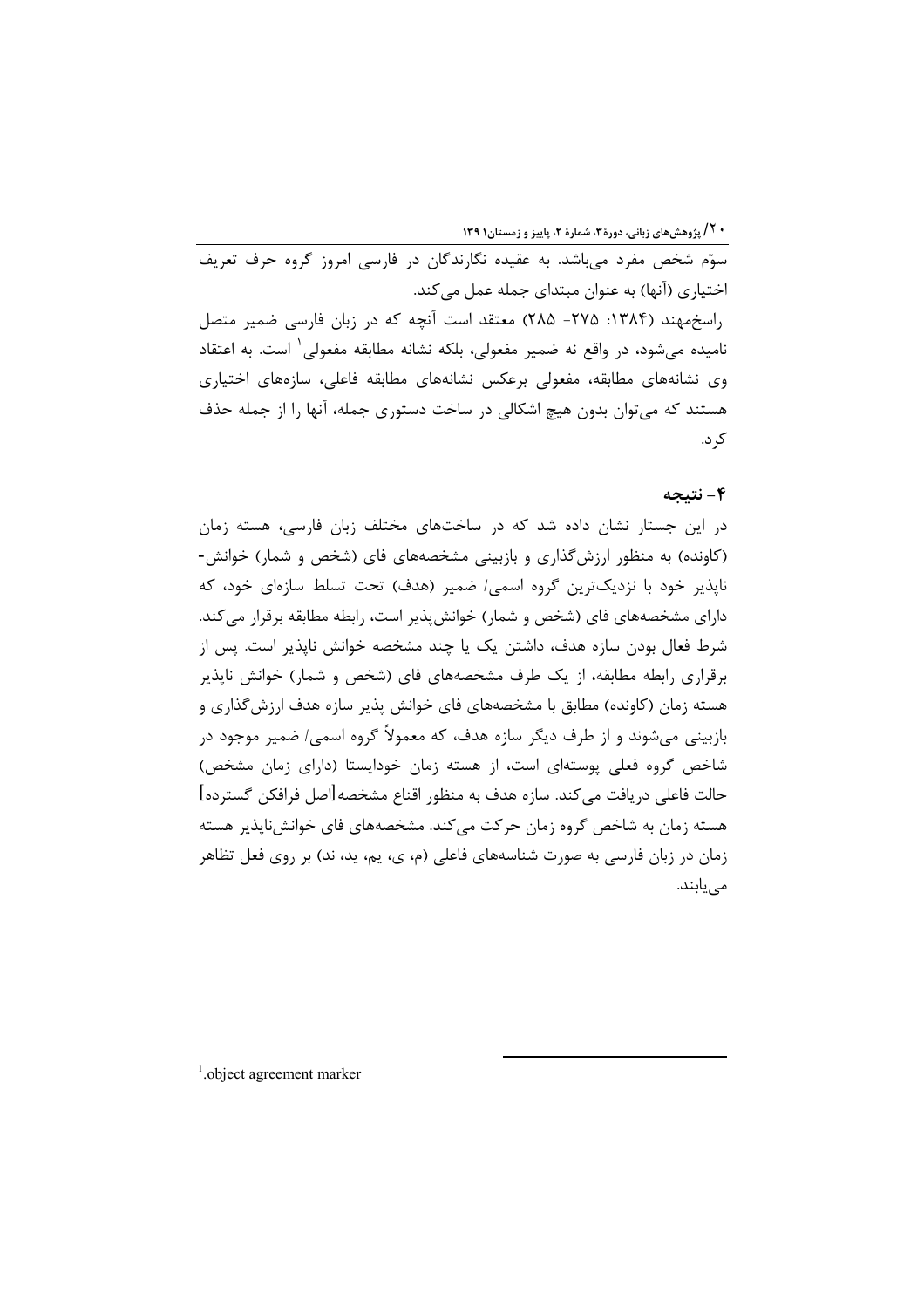سوّم شخص مفرد می‌باشد. به عقیده نگارندگان در فارسی امروز گروه حرف تعریف اختیاری (آنها) به عنوان مبتدای جمله عمل می‌کند.

راسخ‌مهند (۱۳۸۴: ۲۷۵- ۲۸۵) معتقد است آنچه که در زبان فارسی ضمیر متصل نامیده می‌شود، در واقع نه ضمیر مفعولی، بلکه نشانه مطابقه مفعولی[1] است. به اعتقاد وی نشانه‌های مطابقه، مفعولی برعکس نشانه‌های مطابقه فاعلی، سازه‌های اختیاری هستند که می‌توان بدون هیچ اشکالی در ساخت دستوری جمله، آنها را از جمله حذف کرد.

## ۴- نتیجه

در این جستار نشان داده شد که در ساخت‌های مختلف زبان فارسی، هسته زمان (کاونده) به منظور ارزش‌گذاری و بازبینی مشخصه‌های فای (شخص و شمار) خوانش-ناپذیر خود با نزدیک‌ترین گروه اسمی/ ضمیر (هدف) تحت تسلط سازه‌ای خود، که دارای مشخصه‌های فای (شخص و شمار) خوانش‌پذیر است، رابطه مطابقه برقرار می‌کند. شرط فعال بودن سازه هدف، داشتن یک یا چند مشخصه خوانش ناپذیر است. پس از برقراری رابطه مطابقه، از یک طرف مشخصه‌های فای (شخص و شمار) خوانش ناپذیر هسته زمان (کاونده) مطابق با مشخصه‌های فای خوانش پذیر سازه هدف ارزش‌گذاری و بازبینی می‌شوند و از طرف دیگر سازه هدف، که معمولاً گروه اسمی/ ضمیر موجود در شاخص گروه فعلی پوسته‌ای است، از هسته زمان خودایستا (دارای زمان مشخص) حالت فاعلی دریافت می‌کند. سازه هدف به منظور اقناع مشخصه[اصل فرافکن گسترده] هسته زمان به شاخص گروه زمان حرکت می‌کند. مشخصه‌های فای خوانش‌ناپذیر هسته زمان در زبان فارسی به صورت شناسه‌های فاعلی (م، ی، یم، ید، ند) بر روی فعل تظاهر می‌یابند.

---

[1]. object agreement marker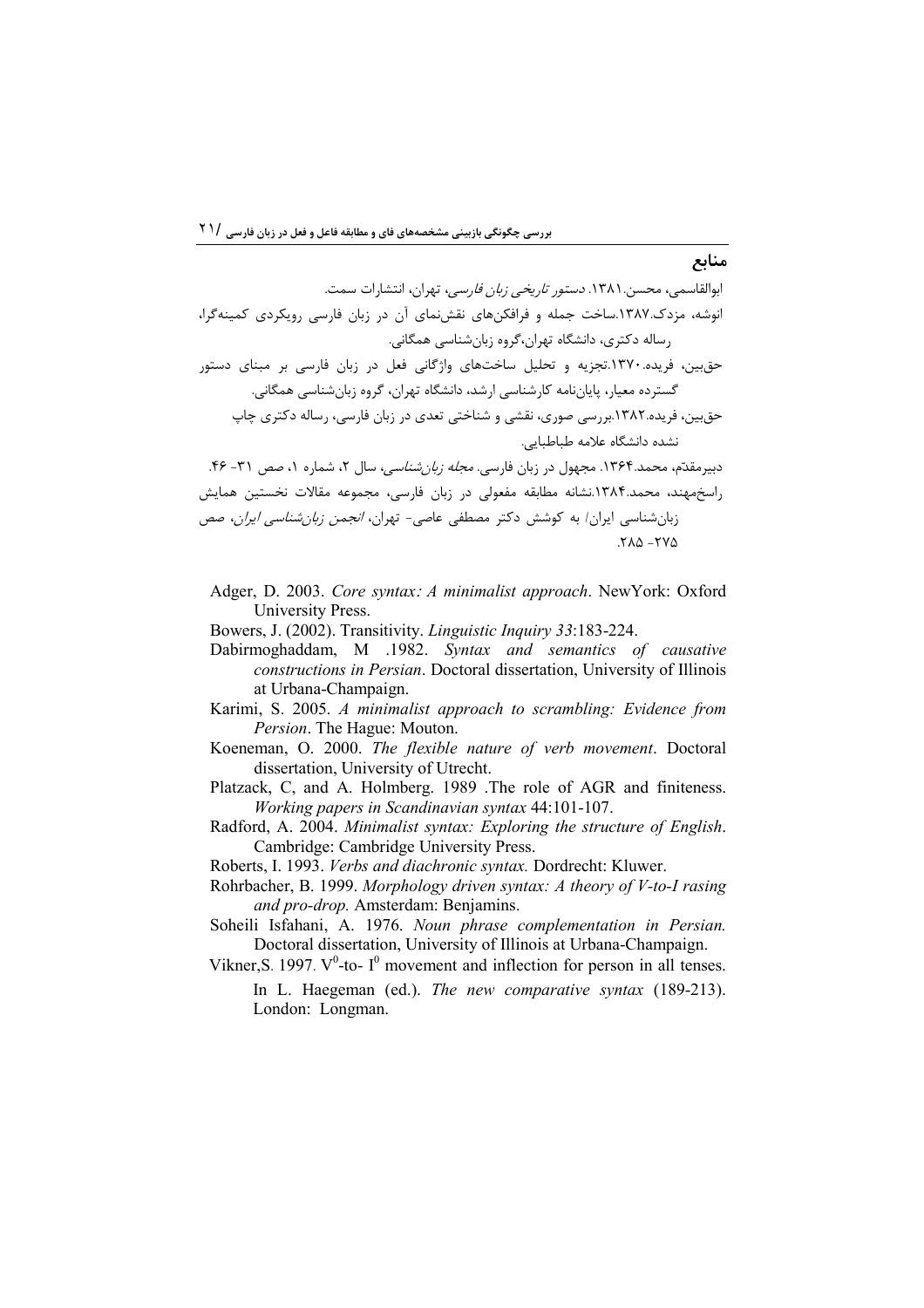## منابع

ابوالقاسمی، محسن. ۱۳۸۱. *دستور تاریخی زبان فارسی*، تهران، انتشارات سمت.

انوشه، مزدک.۱۳۸۷.ساخت جمله و فرافکن‌های نقش‌نمای آن در زبان فارسی رویکردی کمینه‌گرا، رساله دکتری، دانشگاه تهران،گروه زبان‌شناسی همگانی.

حق‌بین، فریده.۱۳۷۰.تجزیه و تحلیل ساخت‌های واژگانی فعل در زبان فارسی بر مبنای دستور گسترده معیار، پایان‌نامه کارشناسی ارشد، دانشگاه تهران، گروه زبان‌شناسی همگانی.

حق‌بین، فریده.۱۳۸۲.بررسی صوری، نقشی و شناختی تعدی در زبان فارسی، رساله دکتری چاپ نشده دانشگاه علامه طباطبایی.

دبیرمقدم، محمد.۱۳۶۴. مجهول در زبان فارسی. *مجله زبان‌شناسی*، سال ۲، شماره ۱، صص ۳۱- ۴۶.

راسخ‌مهند، محمد.۱۳۸۴.نشانه مطابقه مفعولی در زبان فارسی، مجموعه مقالات نخستین همایش زبان‌شناسی ایران/ به کوشش دکتر مصطفی عاصی- تهران، *انجمن زبان‌شناسی ایران*، صص ۲۷۵- ۲۸۵.

Adger, D. 2003. *Core syntax: A minimalist approach*. NewYork: Oxford University Press.

Bowers, J. (2002). Transitivity. *Linguistic Inquiry 33*:183-224.

Dabirmoghaddam, M .1982. *Syntax and semantics of causative constructions in Persian*. Doctoral dissertation, University of Illinois at Urbana-Champaign.

Karimi, S. 2005. *A minimalist approach to scrambling: Evidence from Persion*. The Hague: Mouton.

Koeneman, O. 2000. *The flexible nature of verb movement*. Doctoral dissertation, University of Utrecht.

Platzack, C, and A. Holmberg. 1989 .The role of AGR and finiteness. *Working papers in Scandinavian syntax* 44:101-107.

Radford, A. 2004. *Minimalist syntax: Exploring the structure of English*. Cambridge: Cambridge University Press.

Roberts, I. 1993. *Verbs and diachronic syntax.* Dordrecht: Kluwer.

Rohrbacher, B. 1999. *Morphology driven syntax: A theory of V-to-I rasing and pro-drop.* Amsterdam: Benjamins.

Soheili Isfahani, A. 1976. *Noun phrase complementation in Persian.* Doctoral dissertation, University of Illinois at Urbana-Champaign.

Vikner,S. 1997. $V^0$-to- $I^0$ movement and inflection for person in all tenses. In L. Haegeman (ed.). *The new comparative syntax* (189-213). London: Longman.